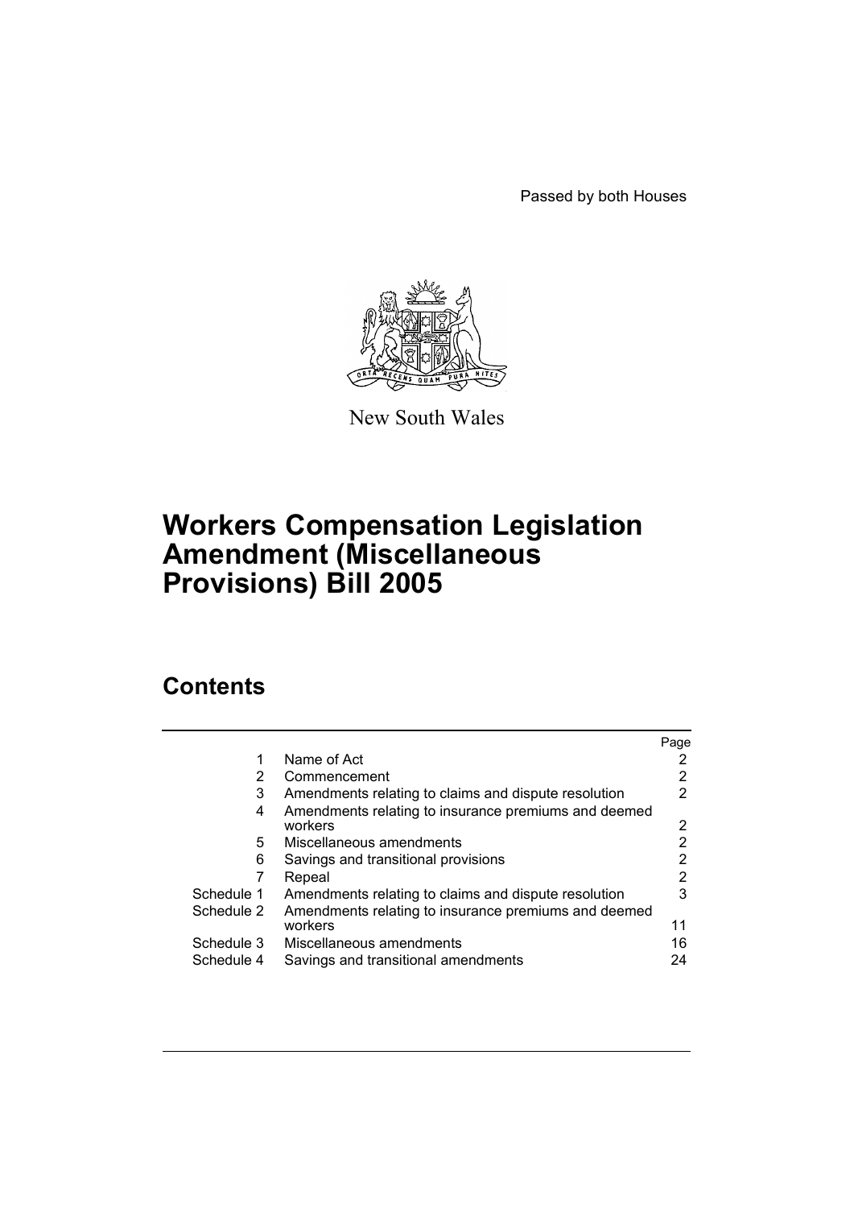Passed by both Houses

New South Wales

# Workers Compensation Legislation Amendment (Miscellaneous Provisions) Bill 2005

## Contents

| | | Page |
|---|---|---|
| 1 | Name of Act | 2 |
| 2 | Commencement | 2 |
| 3 | Amendments relating to claims and dispute resolution | 2 |
| 4 | Amendments relating to insurance premiums and deemed workers | 2 |
| 5 | Miscellaneous amendments | 2 |
| 6 | Savings and transitional provisions | 2 |
| 7 | Repeal | 2 |
| Schedule 1 | Amendments relating to claims and dispute resolution | 3 |
| Schedule 2 | Amendments relating to insurance premiums and deemed workers | 11 |
| Schedule 3 | Miscellaneous amendments | 16 |
| Schedule 4 | Savings and transitional amendments | 24 |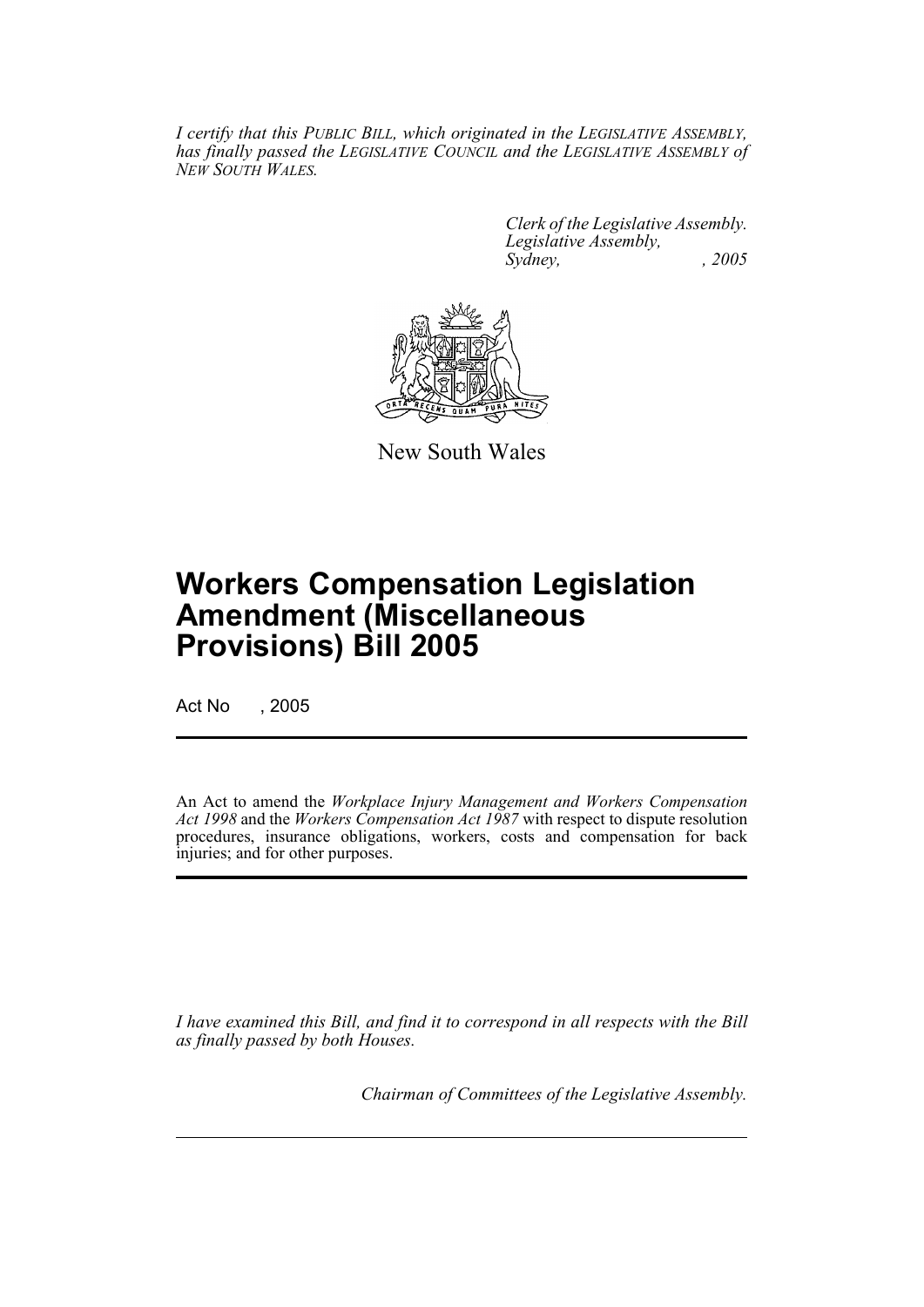*I certify that this PUBLIC BILL, which originated in the LEGISLATIVE ASSEMBLY, has finally passed the LEGISLATIVE COUNCIL and the LEGISLATIVE ASSEMBLY of NEW SOUTH WALES.*

*Clerk of the Legislative Assembly.*
*Legislative Assembly,*
*Sydney, , 2005*

New South Wales

# Workers Compensation Legislation Amendment (Miscellaneous Provisions) Bill 2005

Act No , 2005

An Act to amend the *Workplace Injury Management and Workers Compensation Act 1998* and the *Workers Compensation Act 1987* with respect to dispute resolution procedures, insurance obligations, workers, costs and compensation for back injuries; and for other purposes.

*I have examined this Bill, and find it to correspond in all respects with the Bill as finally passed by both Houses.*

*Chairman of Committees of the Legislative Assembly.*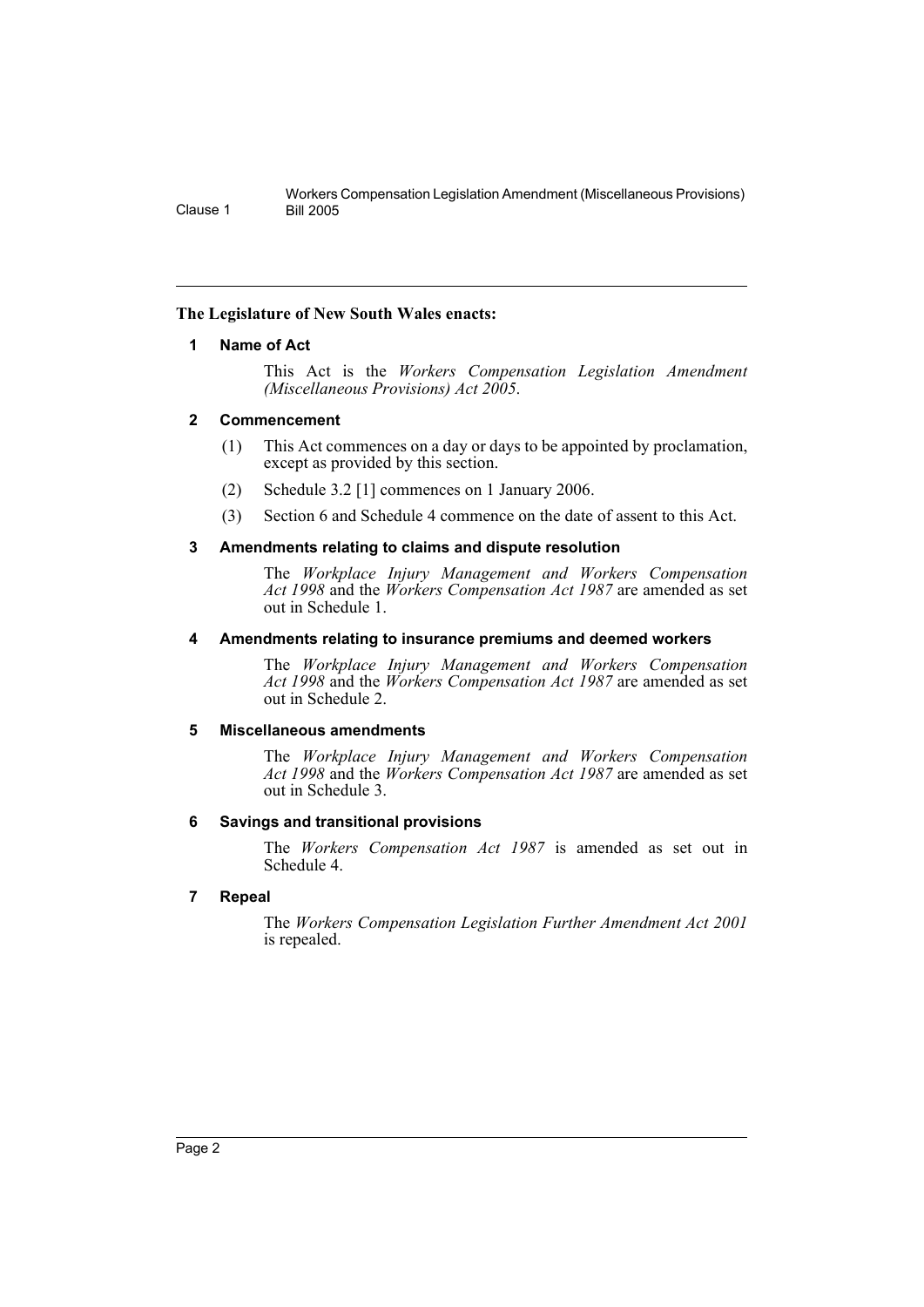**The Legislature of New South Wales enacts:**

## 1 Name of Act

This Act is the *Workers Compensation Legislation Amendment (Miscellaneous Provisions) Act 2005*.

## 2 Commencement

(1) This Act commences on a day or days to be appointed by proclamation, except as provided by this section.

(2) Schedule 3.2 [1] commences on 1 January 2006.

(3) Section 6 and Schedule 4 commence on the date of assent to this Act.

## 3 Amendments relating to claims and dispute resolution

The *Workplace Injury Management and Workers Compensation Act 1998* and the *Workers Compensation Act 1987* are amended as set out in Schedule 1.

## 4 Amendments relating to insurance premiums and deemed workers

The *Workplace Injury Management and Workers Compensation Act 1998* and the *Workers Compensation Act 1987* are amended as set out in Schedule 2.

## 5 Miscellaneous amendments

The *Workplace Injury Management and Workers Compensation Act 1998* and the *Workers Compensation Act 1987* are amended as set out in Schedule 3.

## 6 Savings and transitional provisions

The *Workers Compensation Act 1987* is amended as set out in Schedule 4.

## 7 Repeal

The *Workers Compensation Legislation Further Amendment Act 2001* is repealed.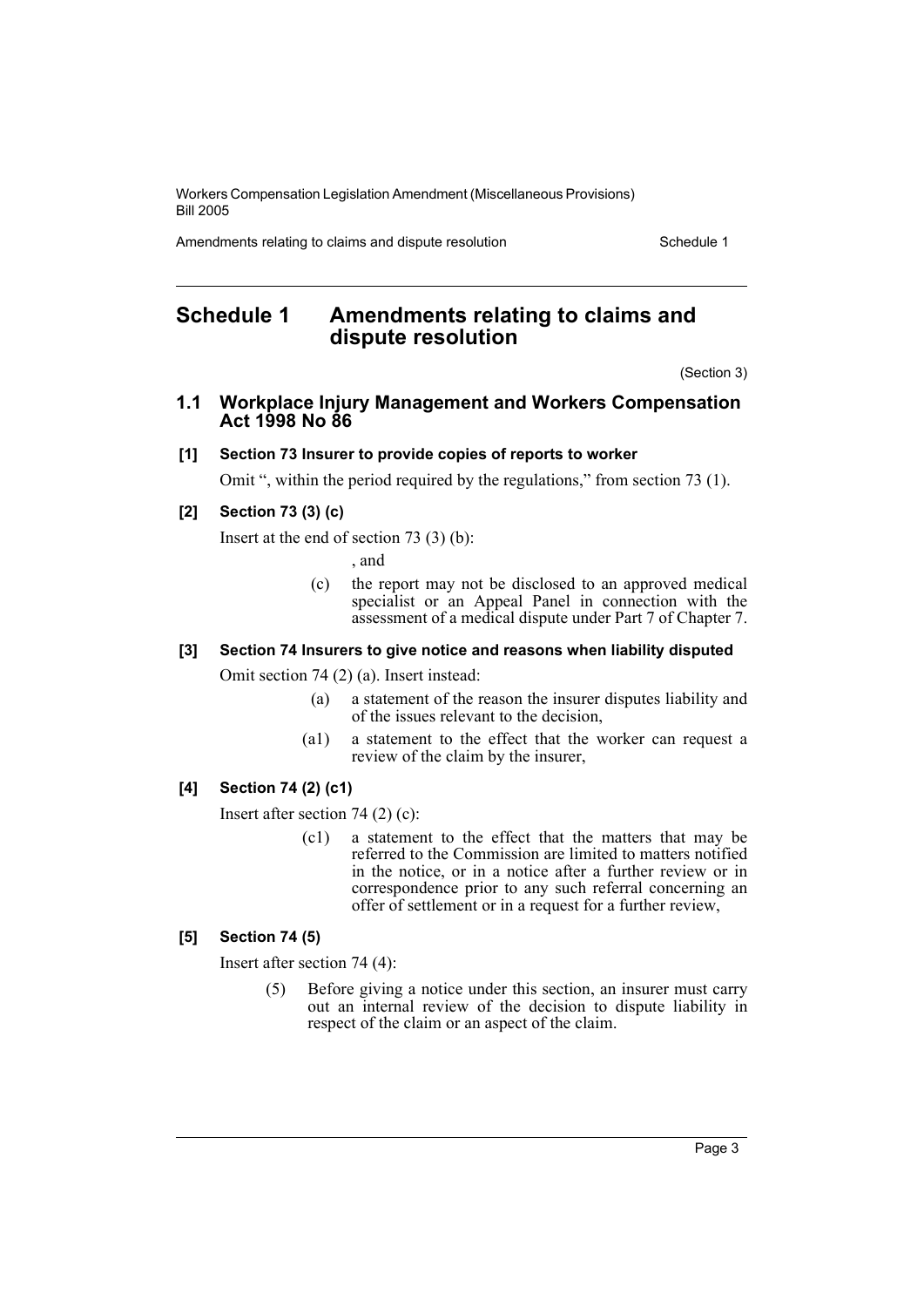# Schedule 1 Amendments relating to claims and dispute resolution

(Section 3)

## 1.1 Workplace Injury Management and Workers Compensation Act 1998 No 86

### [1] Section 73 Insurer to provide copies of reports to worker

Omit ", within the period required by the regulations," from section 73 (1).

### [2] Section 73 (3) (c)

Insert at the end of section 73 (3) (b):

, and

(c) the report may not be disclosed to an approved medical specialist or an Appeal Panel in connection with the assessment of a medical dispute under Part 7 of Chapter 7.

### [3] Section 74 Insurers to give notice and reasons when liability disputed

Omit section 74 (2) (a). Insert instead:

(a) a statement of the reason the insurer disputes liability and of the issues relevant to the decision,

(a1) a statement to the effect that the worker can request a review of the claim by the insurer,

### [4] Section 74 (2) (c1)

Insert after section 74 (2) (c):

(c1) a statement to the effect that the matters that may be referred to the Commission are limited to matters notified in the notice, or in a notice after a further review or in correspondence prior to any such referral concerning an offer of settlement or in a request for a further review,

### [5] Section 74 (5)

Insert after section 74 (4):

(5) Before giving a notice under this section, an insurer must carry out an internal review of the decision to dispute liability in respect of the claim or an aspect of the claim.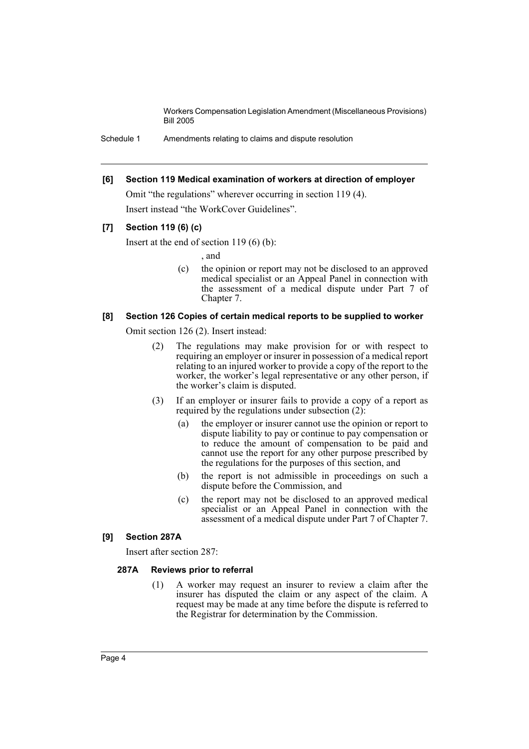**[6] Section 119 Medical examination of workers at direction of employer**

Omit "the regulations" wherever occurring in section 119 (4).

Insert instead "the WorkCover Guidelines".

**[7] Section 119 (6) (c)**

Insert at the end of section 119 (6) (b):

, and

(c) the opinion or report may not be disclosed to an approved medical specialist or an Appeal Panel in connection with the assessment of a medical dispute under Part 7 of Chapter 7.

**[8] Section 126 Copies of certain medical reports to be supplied to worker**

Omit section 126 (2). Insert instead:

(2) The regulations may make provision for or with respect to requiring an employer or insurer in possession of a medical report relating to an injured worker to provide a copy of the report to the worker, the worker's legal representative or any other person, if the worker's claim is disputed.

(3) If an employer or insurer fails to provide a copy of a report as required by the regulations under subsection (2):

(a) the employer or insurer cannot use the opinion or report to dispute liability to pay or continue to pay compensation or to reduce the amount of compensation to be paid and cannot use the report for any other purpose prescribed by the regulations for the purposes of this section, and

(b) the report is not admissible in proceedings on such a dispute before the Commission, and

(c) the report may not be disclosed to an approved medical specialist or an Appeal Panel in connection with the assessment of a medical dispute under Part 7 of Chapter 7.

**[9] Section 287A**

Insert after section 287:

**287A Reviews prior to referral**

(1) A worker may request an insurer to review a claim after the insurer has disputed the claim or any aspect of the claim. A request may be made at any time before the dispute is referred to the Registrar for determination by the Commission.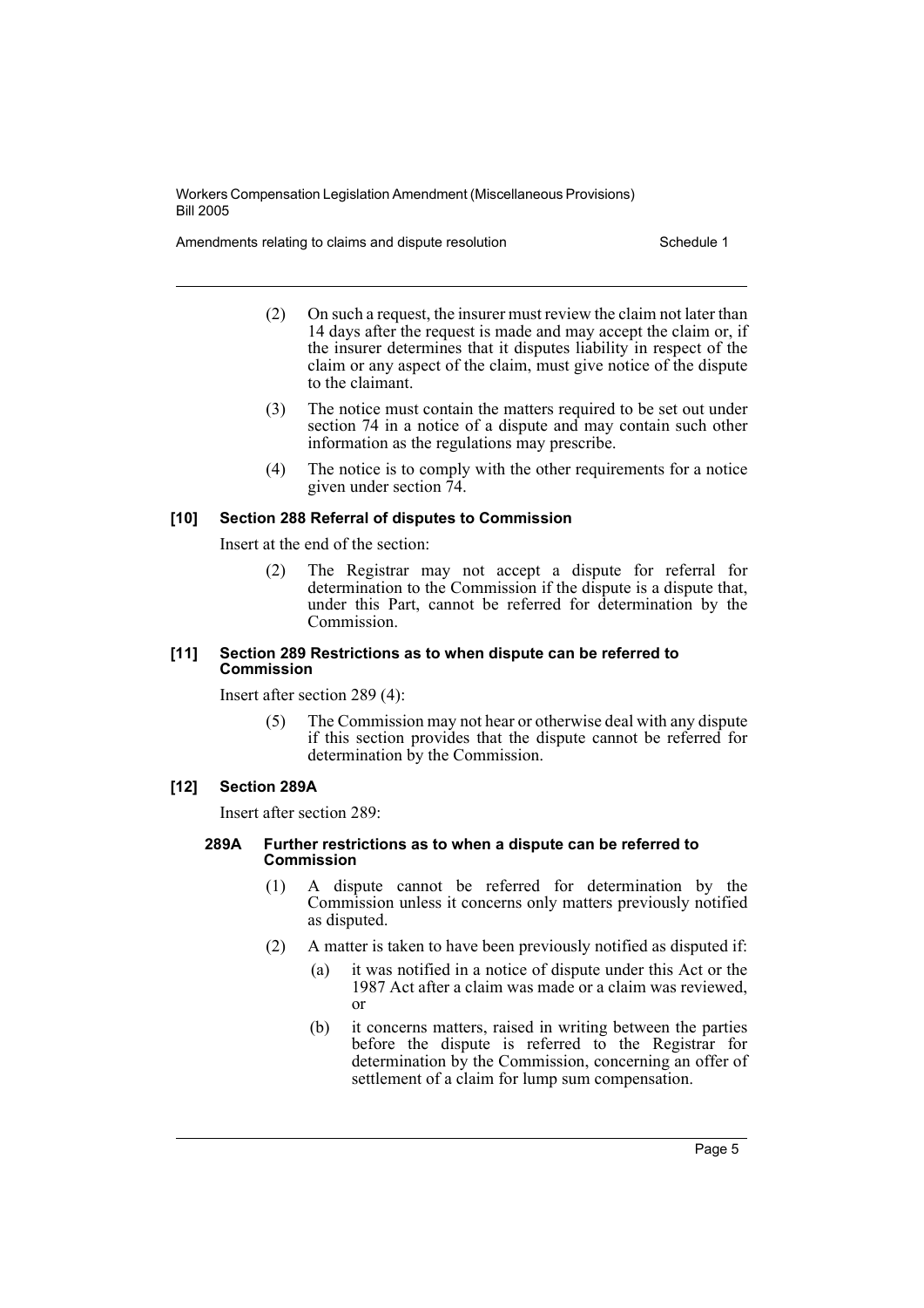(2) On such a request, the insurer must review the claim not later than 14 days after the request is made and may accept the claim or, if the insurer determines that it disputes liability in respect of the claim or any aspect of the claim, must give notice of the dispute to the claimant.

(3) The notice must contain the matters required to be set out under section 74 in a notice of a dispute and may contain such other information as the regulations may prescribe.

(4) The notice is to comply with the other requirements for a notice given under section 74.

#### [10] Section 288 Referral of disputes to Commission

Insert at the end of the section:

(2) The Registrar may not accept a dispute for referral for determination to the Commission if the dispute is a dispute that, under this Part, cannot be referred for determination by the Commission.

#### [11] Section 289 Restrictions as to when dispute can be referred to Commission

Insert after section 289 (4):

(5) The Commission may not hear or otherwise deal with any dispute if this section provides that the dispute cannot be referred for determination by the Commission.

#### [12] Section 289A

Insert after section 289:

##### 289A Further restrictions as to when a dispute can be referred to Commission

(1) A dispute cannot be referred for determination by the Commission unless it concerns only matters previously notified as disputed.

(2) A matter is taken to have been previously notified as disputed if:

- (a) it was notified in a notice of dispute under this Act or the 1987 Act after a claim was made or a claim was reviewed, or
- (b) it concerns matters, raised in writing between the parties before the dispute is referred to the Registrar for determination by the Commission, concerning an offer of settlement of a claim for lump sum compensation.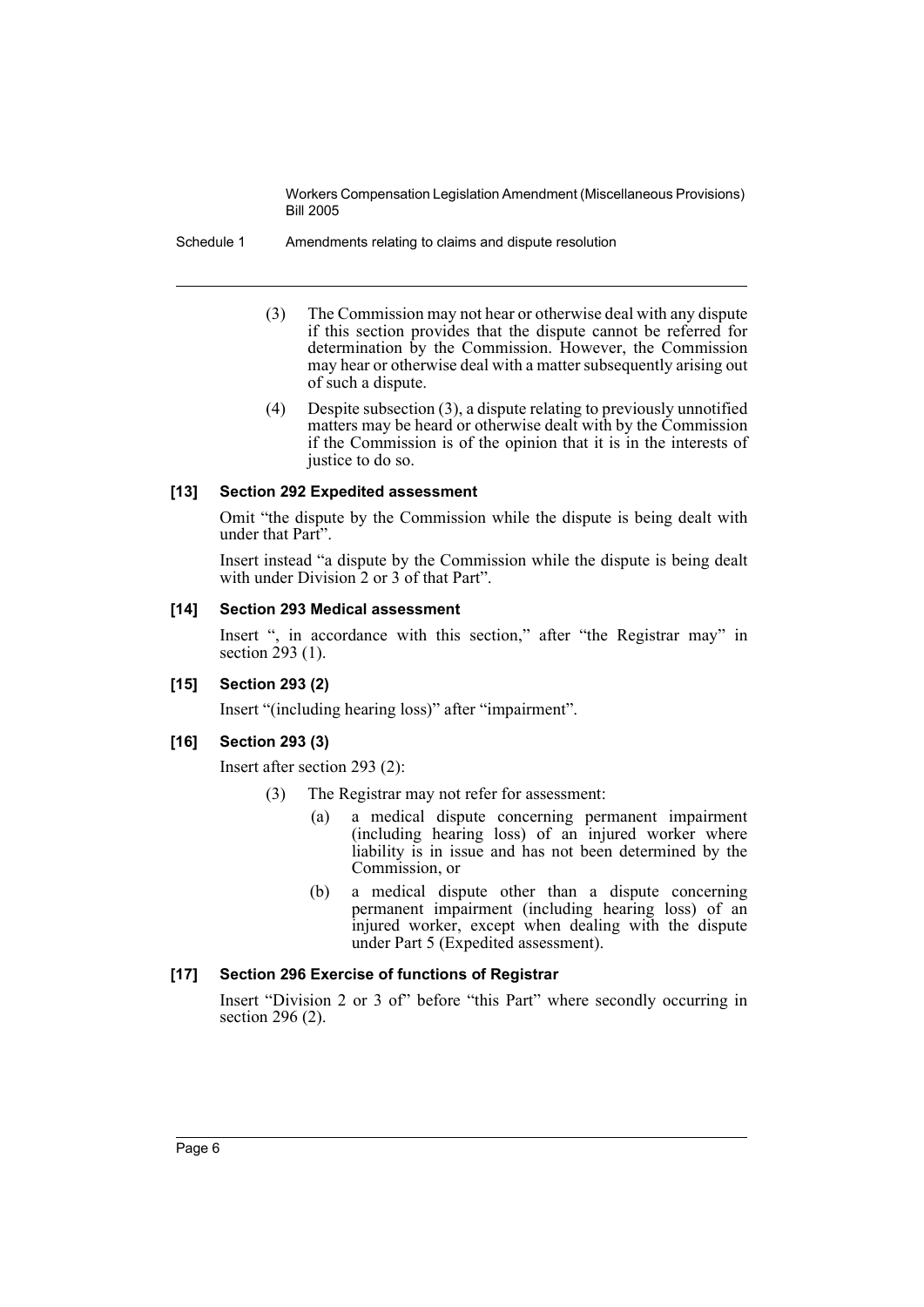(3) The Commission may not hear or otherwise deal with any dispute if this section provides that the dispute cannot be referred for determination by the Commission. However, the Commission may hear or otherwise deal with a matter subsequently arising out of such a dispute.

(4) Despite subsection (3), a dispute relating to previously unnotified matters may be heard or otherwise dealt with by the Commission if the Commission is of the opinion that it is in the interests of justice to do so.

#### [13] Section 292 Expedited assessment

Omit "the dispute by the Commission while the dispute is being dealt with under that Part".

Insert instead "a dispute by the Commission while the dispute is being dealt with under Division 2 or 3 of that Part".

#### [14] Section 293 Medical assessment

Insert ", in accordance with this section," after "the Registrar may" in section 293 (1).

#### [15] Section 293 (2)

Insert "(including hearing loss)" after "impairment".

#### [16] Section 293 (3)

Insert after section 293 (2):

(3) The Registrar may not refer for assessment:

(a) a medical dispute concerning permanent impairment (including hearing loss) of an injured worker where liability is in issue and has not been determined by the Commission, or

(b) a medical dispute other than a dispute concerning permanent impairment (including hearing loss) of an injured worker, except when dealing with the dispute under Part 5 (Expedited assessment).

#### [17] Section 296 Exercise of functions of Registrar

Insert "Division 2 or 3 of" before "this Part" where secondly occurring in section 296 (2).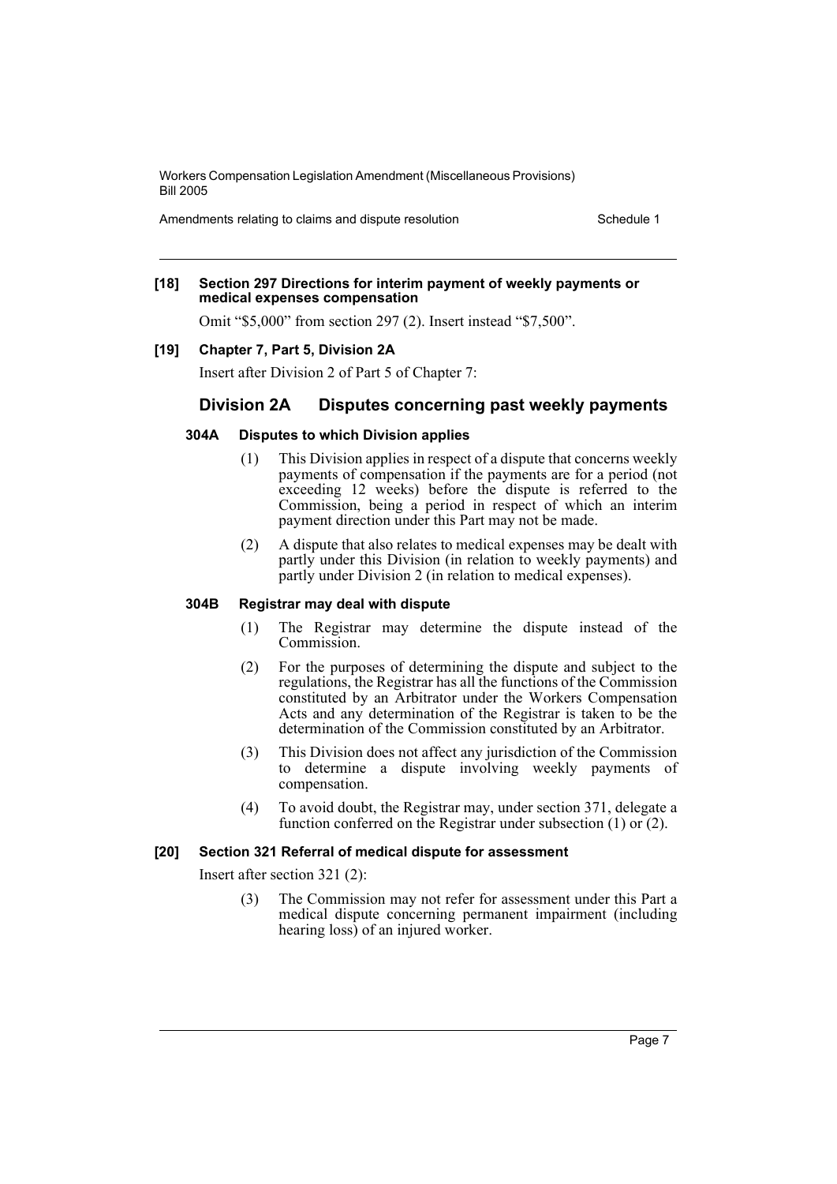**[18] Section 297 Directions for interim payment of weekly payments or medical expenses compensation**

Omit "$5,000" from section 297 (2). Insert instead "$7,500".

**[19] Chapter 7, Part 5, Division 2A**

Insert after Division 2 of Part 5 of Chapter 7:

## Division 2A Disputes concerning past weekly payments

### 304A Disputes to which Division applies

(1) This Division applies in respect of a dispute that concerns weekly payments of compensation if the payments are for a period (not exceeding 12 weeks) before the dispute is referred to the Commission, being a period in respect of which an interim payment direction under this Part may not be made.

(2) A dispute that also relates to medical expenses may be dealt with partly under this Division (in relation to weekly payments) and partly under Division 2 (in relation to medical expenses).

### 304B Registrar may deal with dispute

(1) The Registrar may determine the dispute instead of the Commission.

(2) For the purposes of determining the dispute and subject to the regulations, the Registrar has all the functions of the Commission constituted by an Arbitrator under the Workers Compensation Acts and any determination of the Registrar is taken to be the determination of the Commission constituted by an Arbitrator.

(3) This Division does not affect any jurisdiction of the Commission to determine a dispute involving weekly payments of compensation.

(4) To avoid doubt, the Registrar may, under section 371, delegate a function conferred on the Registrar under subsection (1) or (2).

**[20] Section 321 Referral of medical dispute for assessment**

Insert after section 321 (2):

(3) The Commission may not refer for assessment under this Part a medical dispute concerning permanent impairment (including hearing loss) of an injured worker.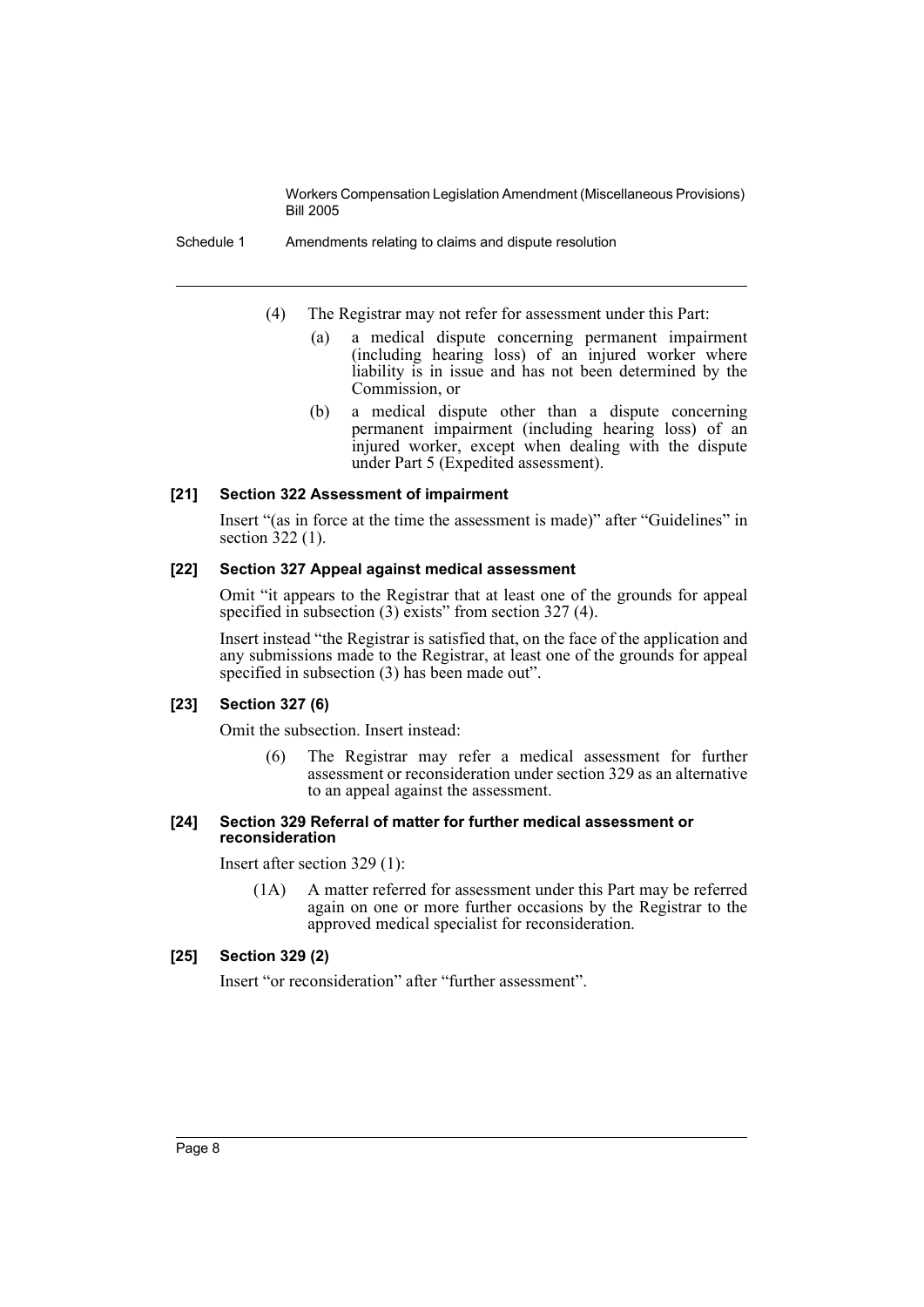(4) The Registrar may not refer for assessment under this Part:

(a) a medical dispute concerning permanent impairment (including hearing loss) of an injured worker where liability is in issue and has not been determined by the Commission, or

(b) a medical dispute other than a dispute concerning permanent impairment (including hearing loss) of an injured worker, except when dealing with the dispute under Part 5 (Expedited assessment).

#### [21] Section 322 Assessment of impairment

Insert "(as in force at the time the assessment is made)" after "Guidelines" in section 322 (1).

#### [22] Section 327 Appeal against medical assessment

Omit "it appears to the Registrar that at least one of the grounds for appeal specified in subsection (3) exists" from section 327 (4).

Insert instead "the Registrar is satisfied that, on the face of the application and any submissions made to the Registrar, at least one of the grounds for appeal specified in subsection (3) has been made out".

#### [23] Section 327 (6)

Omit the subsection. Insert instead:

(6) The Registrar may refer a medical assessment for further assessment or reconsideration under section 329 as an alternative to an appeal against the assessment.

#### [24] Section 329 Referral of matter for further medical assessment or reconsideration

Insert after section 329 (1):

(1A) A matter referred for assessment under this Part may be referred again on one or more further occasions by the Registrar to the approved medical specialist for reconsideration.

#### [25] Section 329 (2)

Insert "or reconsideration" after "further assessment".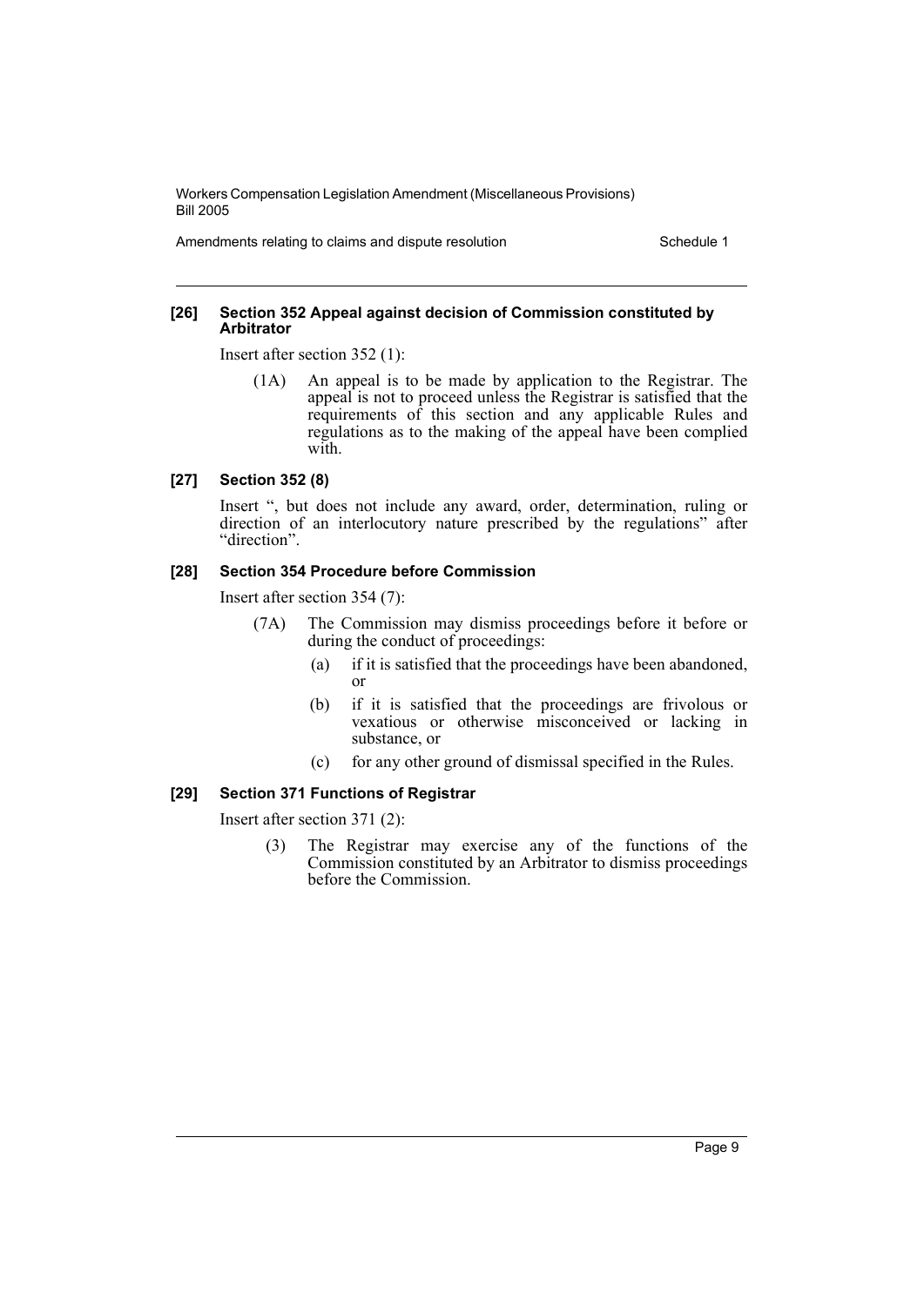**[26] Section 352 Appeal against decision of Commission constituted by Arbitrator**

Insert after section 352 (1):

> (1A) An appeal is to be made by application to the Registrar. The appeal is not to proceed unless the Registrar is satisfied that the requirements of this section and any applicable Rules and regulations as to the making of the appeal have been complied with.

**[27] Section 352 (8)**

Insert ", but does not include any award, order, determination, ruling or direction of an interlocutory nature prescribed by the regulations" after "direction".

**[28] Section 354 Procedure before Commission**

Insert after section 354 (7):

> (7A) The Commission may dismiss proceedings before it before or during the conduct of proceedings:
>
> (a) if it is satisfied that the proceedings have been abandoned, or
>
> (b) if it is satisfied that the proceedings are frivolous or vexatious or otherwise misconceived or lacking in substance, or
>
> (c) for any other ground of dismissal specified in the Rules.

**[29] Section 371 Functions of Registrar**

Insert after section 371 (2):

> (3) The Registrar may exercise any of the functions of the Commission constituted by an Arbitrator to dismiss proceedings before the Commission.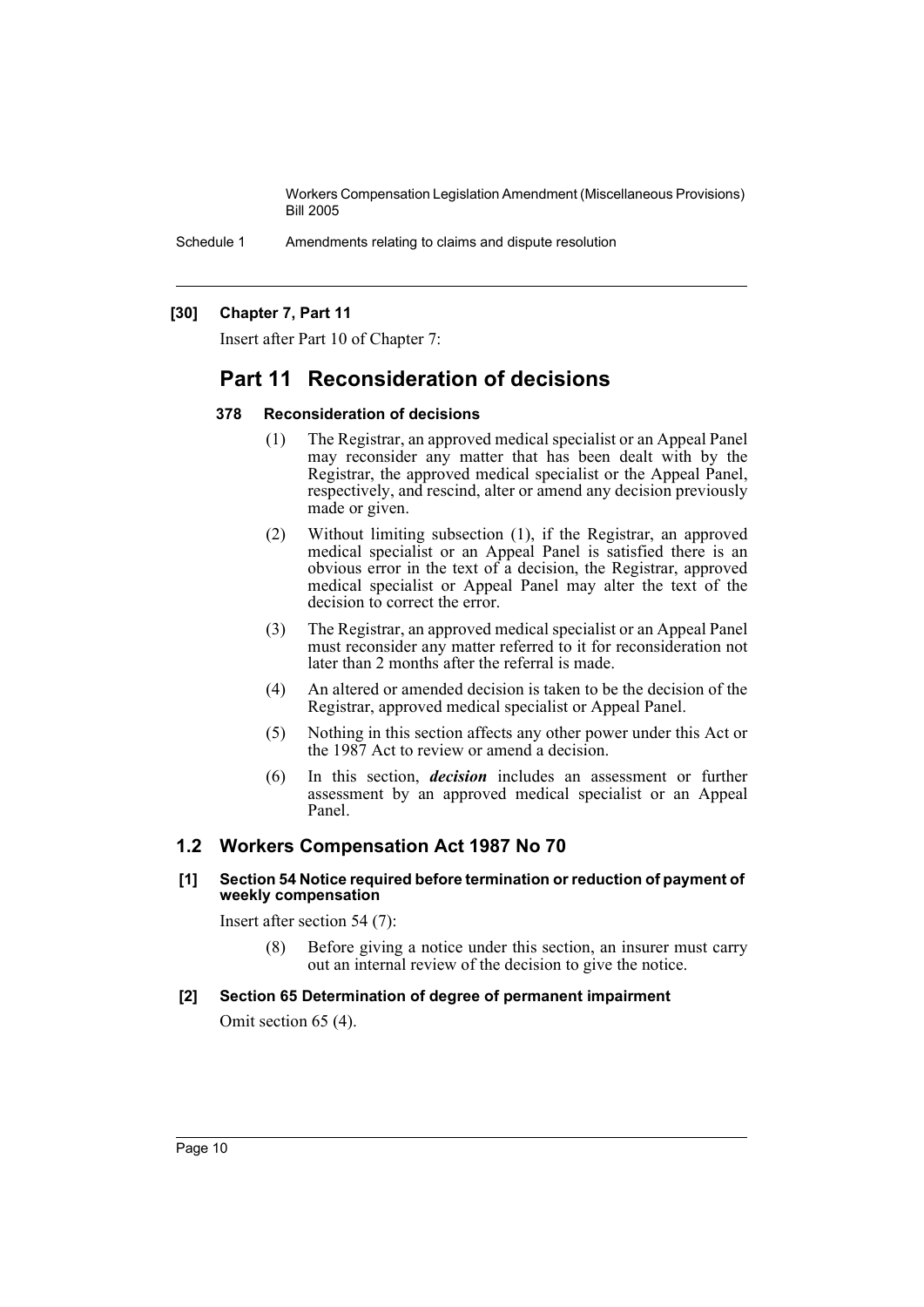**[30] Chapter 7, Part 11**

Insert after Part 10 of Chapter 7:

## Part 11 Reconsideration of decisions

**378 Reconsideration of decisions**

(1) The Registrar, an approved medical specialist or an Appeal Panel may reconsider any matter that has been dealt with by the Registrar, the approved medical specialist or the Appeal Panel, respectively, and rescind, alter or amend any decision previously made or given.

(2) Without limiting subsection (1), if the Registrar, an approved medical specialist or an Appeal Panel is satisfied there is an obvious error in the text of a decision, the Registrar, approved medical specialist or Appeal Panel may alter the text of the decision to correct the error.

(3) The Registrar, an approved medical specialist or an Appeal Panel must reconsider any matter referred to it for reconsideration not later than 2 months after the referral is made.

(4) An altered or amended decision is taken to be the decision of the Registrar, approved medical specialist or Appeal Panel.

(5) Nothing in this section affects any other power under this Act or the 1987 Act to review or amend a decision.

(6) In this section, ***decision*** includes an assessment or further assessment by an approved medical specialist or an Appeal Panel.

## 1.2 Workers Compensation Act 1987 No 70

**[1] Section 54 Notice required before termination or reduction of payment of weekly compensation**

Insert after section 54 (7):

(8) Before giving a notice under this section, an insurer must carry out an internal review of the decision to give the notice.

**[2] Section 65 Determination of degree of permanent impairment**

Omit section 65 (4).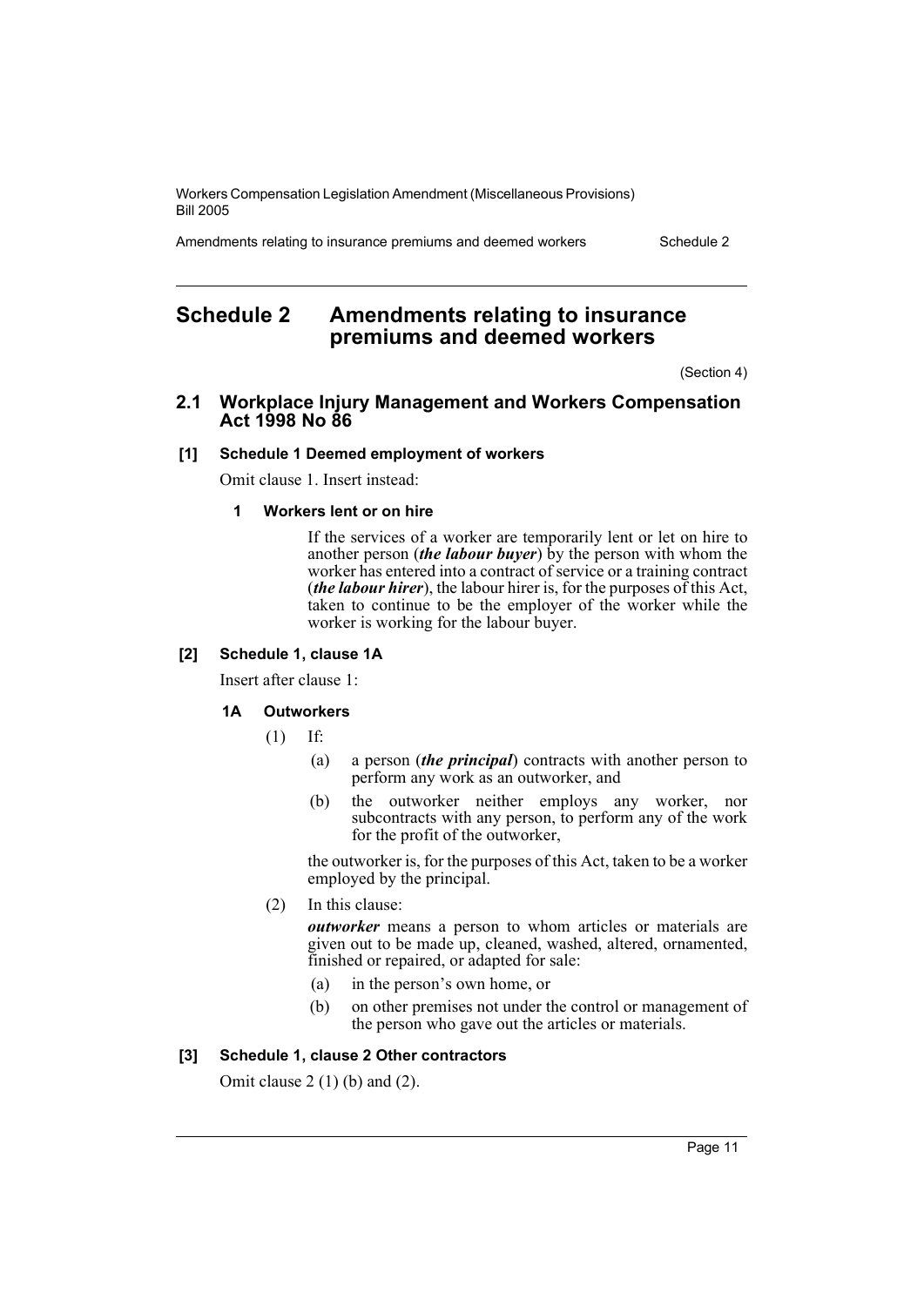## Schedule 2 Amendments relating to insurance premiums and deemed workers

(Section 4)

### 2.1 Workplace Injury Management and Workers Compensation Act 1998 No 86

#### [1] Schedule 1 Deemed employment of workers

Omit clause 1. Insert instead:

##### 1 Workers lent or on hire

If the services of a worker are temporarily lent or let on hire to another person (***the labour buyer***) by the person with whom the worker has entered into a contract of service or a training contract (***the labour hirer***), the labour hirer is, for the purposes of this Act, taken to continue to be the employer of the worker while the worker is working for the labour buyer.

#### [2] Schedule 1, clause 1A

Insert after clause 1:

##### 1A Outworkers

(1) If:

(a) a person (***the principal***) contracts with another person to perform any work as an outworker, and

(b) the outworker neither employs any worker, nor subcontracts with any person, to perform any of the work for the profit of the outworker,

the outworker is, for the purposes of this Act, taken to be a worker employed by the principal.

(2) In this clause:

***outworker*** means a person to whom articles or materials are given out to be made up, cleaned, washed, altered, ornamented, finished or repaired, or adapted for sale:

(a) in the person's own home, or

(b) on other premises not under the control or management of the person who gave out the articles or materials.

#### [3] Schedule 1, clause 2 Other contractors

Omit clause 2 (1) (b) and (2).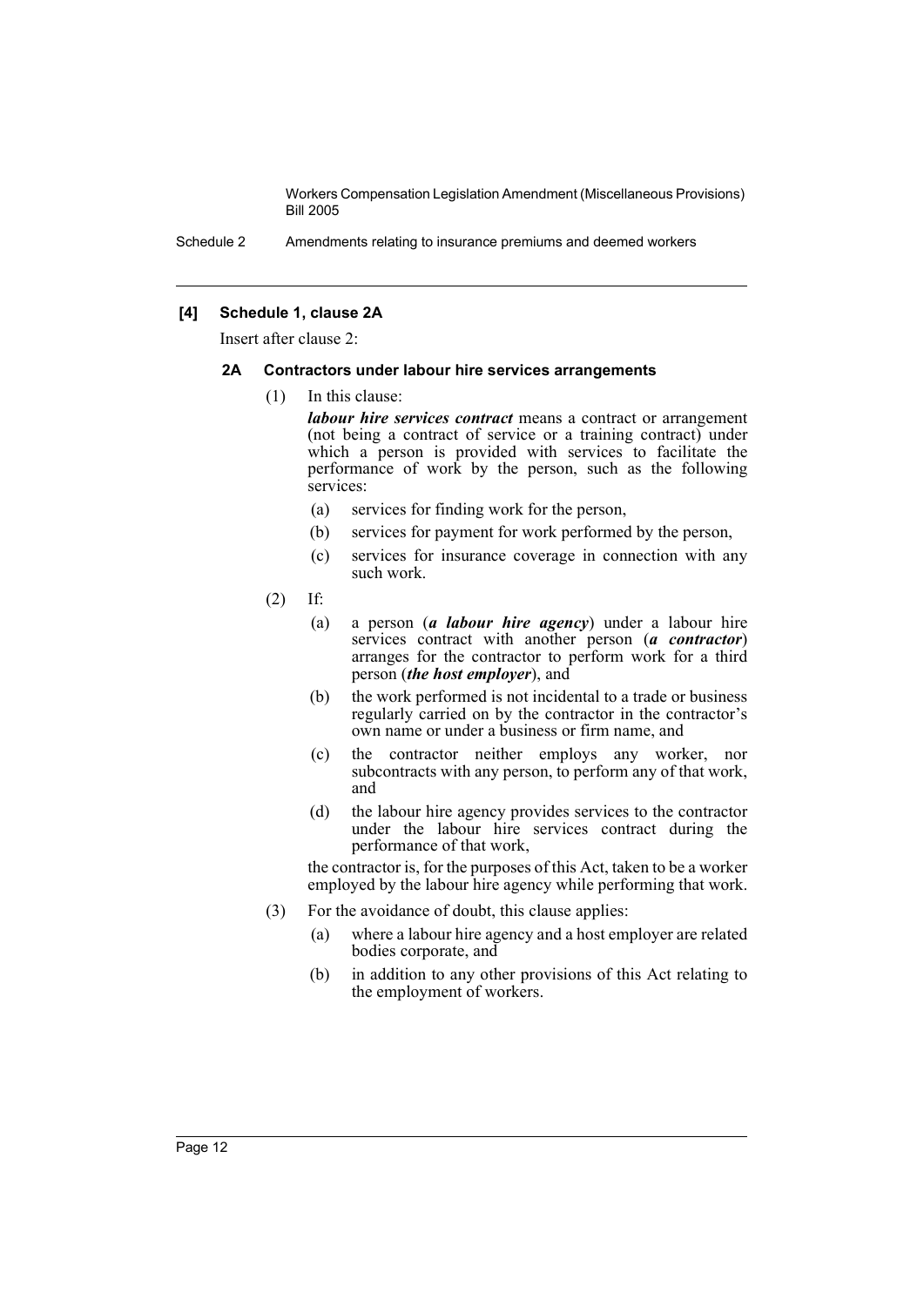### [4] Schedule 1, clause 2A

Insert after clause 2:

#### 2A Contractors under labour hire services arrangements

(1) In this clause:

***labour hire services contract*** means a contract or arrangement (not being a contract of service or a training contract) under which a person is provided with services to facilitate the performance of work by the person, such as the following services:

- (a) services for finding work for the person,
- (b) services for payment for work performed by the person,
- (c) services for insurance coverage in connection with any such work.

(2) If:

- (a) a person (***a labour hire agency***) under a labour hire services contract with another person (***a contractor***) arranges for the contractor to perform work for a third person (***the host employer***), and
- (b) the work performed is not incidental to a trade or business regularly carried on by the contractor in the contractor's own name or under a business or firm name, and
- (c) the contractor neither employs any worker, nor subcontracts with any person, to perform any of that work, and
- (d) the labour hire agency provides services to the contractor under the labour hire services contract during the performance of that work,

the contractor is, for the purposes of this Act, taken to be a worker employed by the labour hire agency while performing that work.

(3) For the avoidance of doubt, this clause applies:

- (a) where a labour hire agency and a host employer are related bodies corporate, and
- (b) in addition to any other provisions of this Act relating to the employment of workers.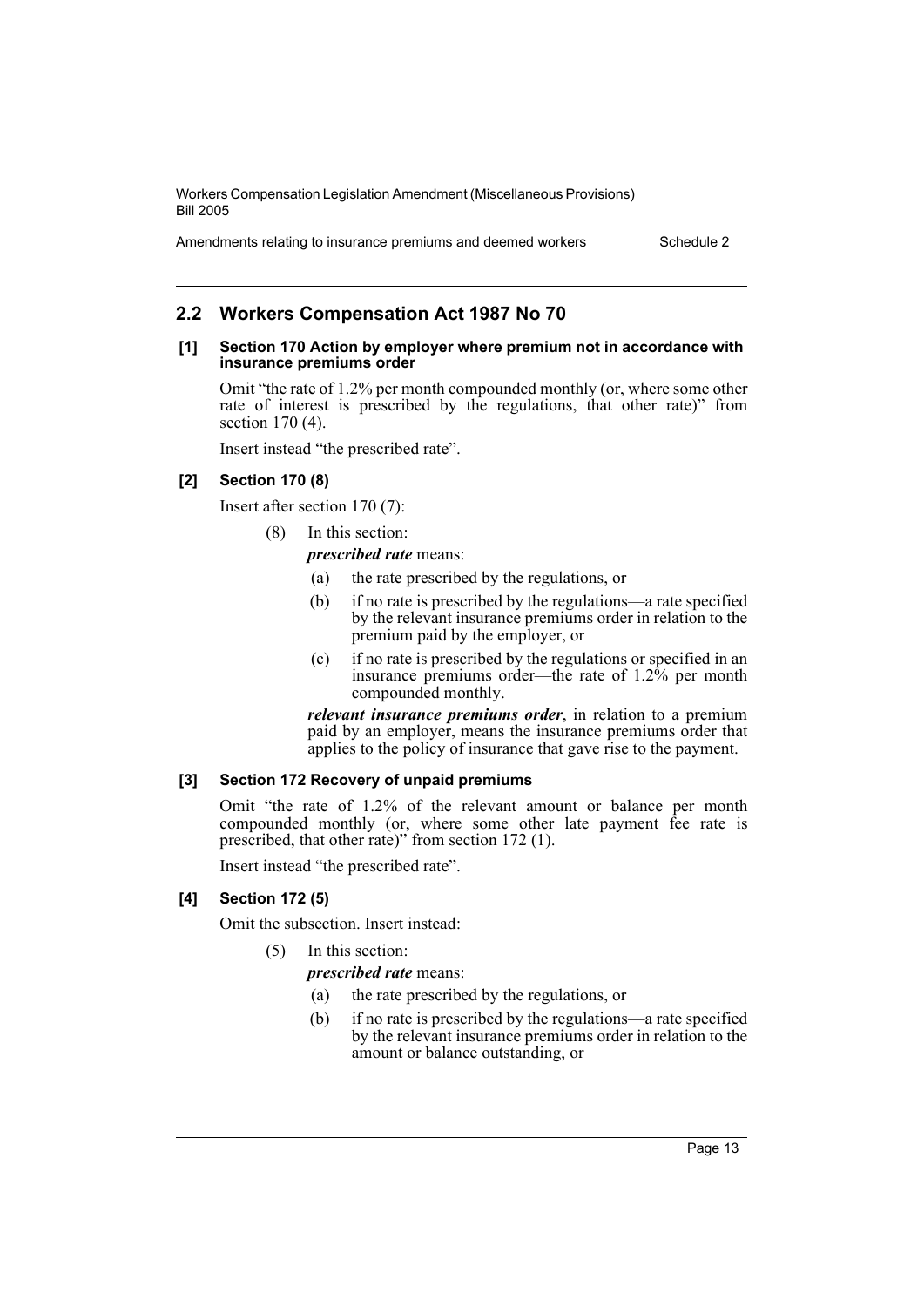## 2.2 Workers Compensation Act 1987 No 70

### [1] Section 170 Action by employer where premium not in accordance with insurance premiums order

Omit "the rate of 1.2% per month compounded monthly (or, where some other rate of interest is prescribed by the regulations, that other rate)" from section 170 (4).

Insert instead "the prescribed rate".

### [2] Section 170 (8)

Insert after section 170 (7):

(8) In this section:

***prescribed rate*** means:

- (a) the rate prescribed by the regulations, or
- (b) if no rate is prescribed by the regulations—a rate specified by the relevant insurance premiums order in relation to the premium paid by the employer, or
- (c) if no rate is prescribed by the regulations or specified in an insurance premiums order—the rate of 1.2% per month compounded monthly.

***relevant insurance premiums order***, in relation to a premium paid by an employer, means the insurance premiums order that applies to the policy of insurance that gave rise to the payment.

### [3] Section 172 Recovery of unpaid premiums

Omit "the rate of 1.2% of the relevant amount or balance per month compounded monthly (or, where some other late payment fee rate is prescribed, that other rate)" from section 172 (1).

Insert instead "the prescribed rate".

### [4] Section 172 (5)

Omit the subsection. Insert instead:

(5) In this section:

***prescribed rate*** means:

- (a) the rate prescribed by the regulations, or
- (b) if no rate is prescribed by the regulations—a rate specified by the relevant insurance premiums order in relation to the amount or balance outstanding, or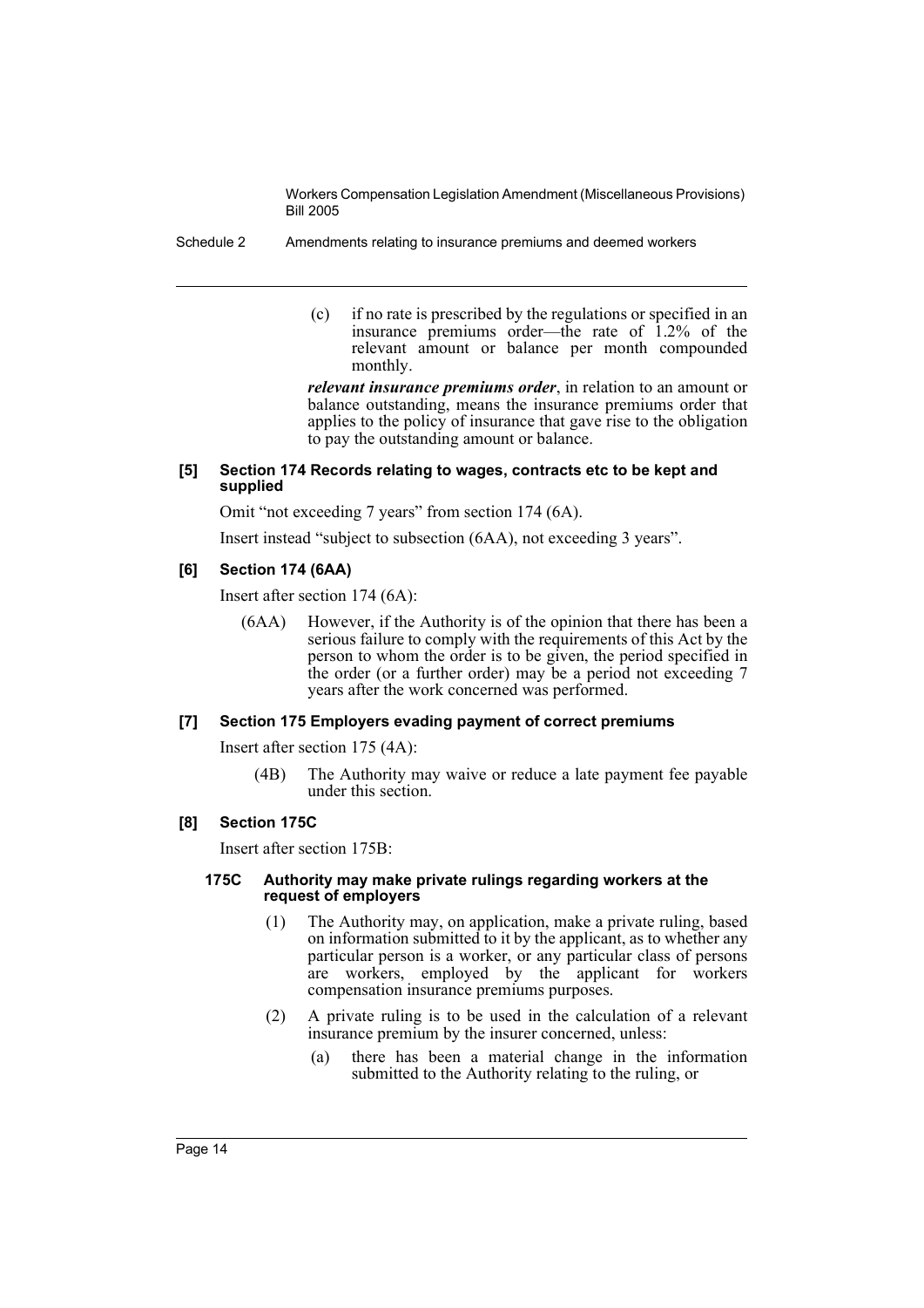(c) if no rate is prescribed by the regulations or specified in an insurance premiums order—the rate of 1.2% of the relevant amount or balance per month compounded monthly.

***relevant insurance premiums order***, in relation to an amount or balance outstanding, means the insurance premiums order that applies to the policy of insurance that gave rise to the obligation to pay the outstanding amount or balance.

#### [5] Section 174 Records relating to wages, contracts etc to be kept and supplied

Omit "not exceeding 7 years" from section 174 (6A).

Insert instead "subject to subsection (6AA), not exceeding 3 years".

#### [6] Section 174 (6AA)

Insert after section 174 (6A):

(6AA) However, if the Authority is of the opinion that there has been a serious failure to comply with the requirements of this Act by the person to whom the order is to be given, the period specified in the order (or a further order) may be a period not exceeding 7 years after the work concerned was performed.

#### [7] Section 175 Employers evading payment of correct premiums

Insert after section 175 (4A):

(4B) The Authority may waive or reduce a late payment fee payable under this section.

#### [8] Section 175C

Insert after section 175B:

##### 175C Authority may make private rulings regarding workers at the request of employers

(1) The Authority may, on application, make a private ruling, based on information submitted to it by the applicant, as to whether any particular person is a worker, or any particular class of persons are workers, employed by the applicant for workers compensation insurance premiums purposes.

(2) A private ruling is to be used in the calculation of a relevant insurance premium by the insurer concerned, unless:

(a) there has been a material change in the information submitted to the Authority relating to the ruling, or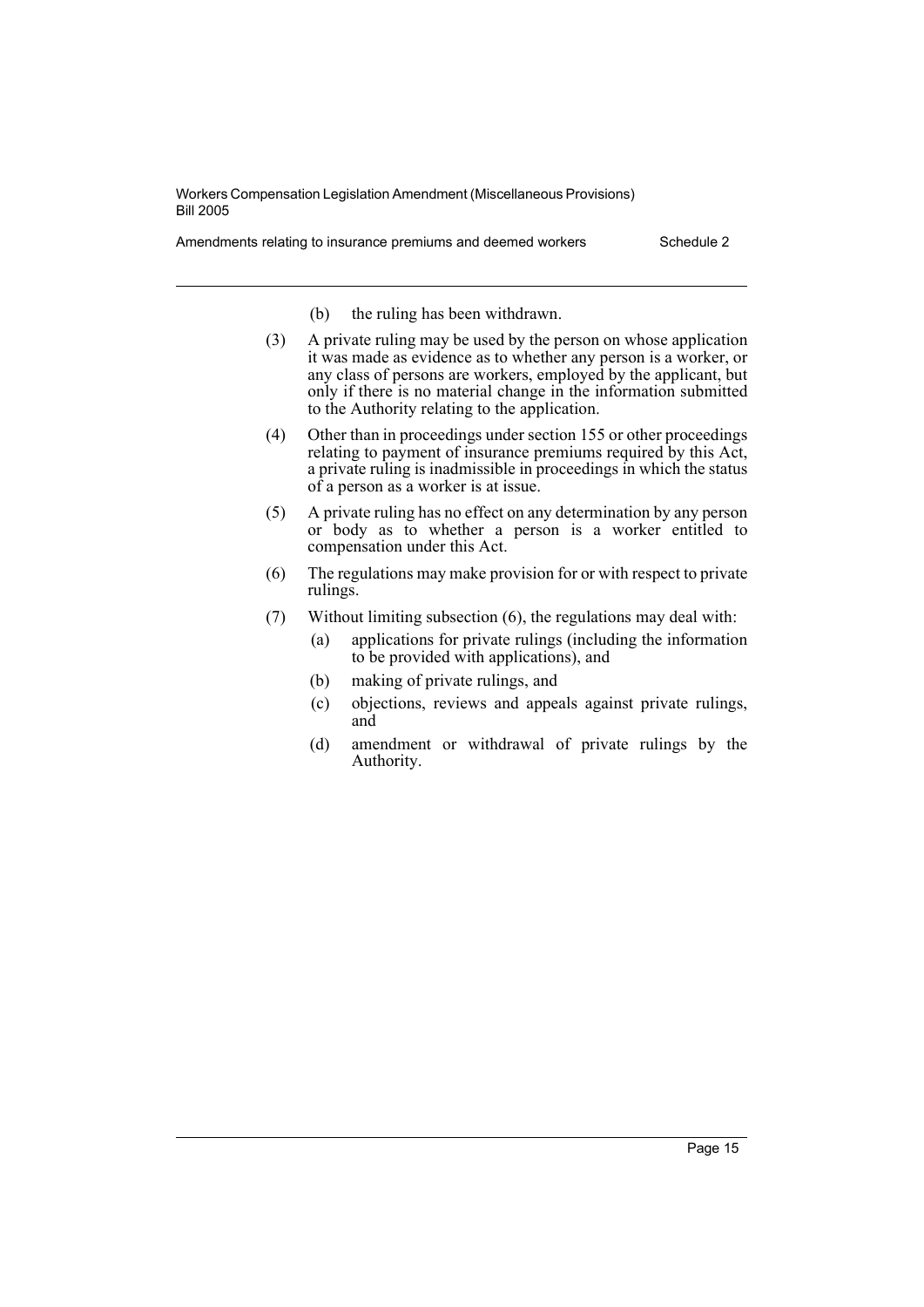(b) the ruling has been withdrawn.

(3) A private ruling may be used by the person on whose application it was made as evidence as to whether any person is a worker, or any class of persons are workers, employed by the applicant, but only if there is no material change in the information submitted to the Authority relating to the application.

(4) Other than in proceedings under section 155 or other proceedings relating to payment of insurance premiums required by this Act, a private ruling is inadmissible in proceedings in which the status of a person as a worker is at issue.

(5) A private ruling has no effect on any determination by any person or body as to whether a person is a worker entitled to compensation under this Act.

(6) The regulations may make provision for or with respect to private rulings.

(7) Without limiting subsection (6), the regulations may deal with:

- (a) applications for private rulings (including the information to be provided with applications), and
- (b) making of private rulings, and
- (c) objections, reviews and appeals against private rulings, and
- (d) amendment or withdrawal of private rulings by the Authority.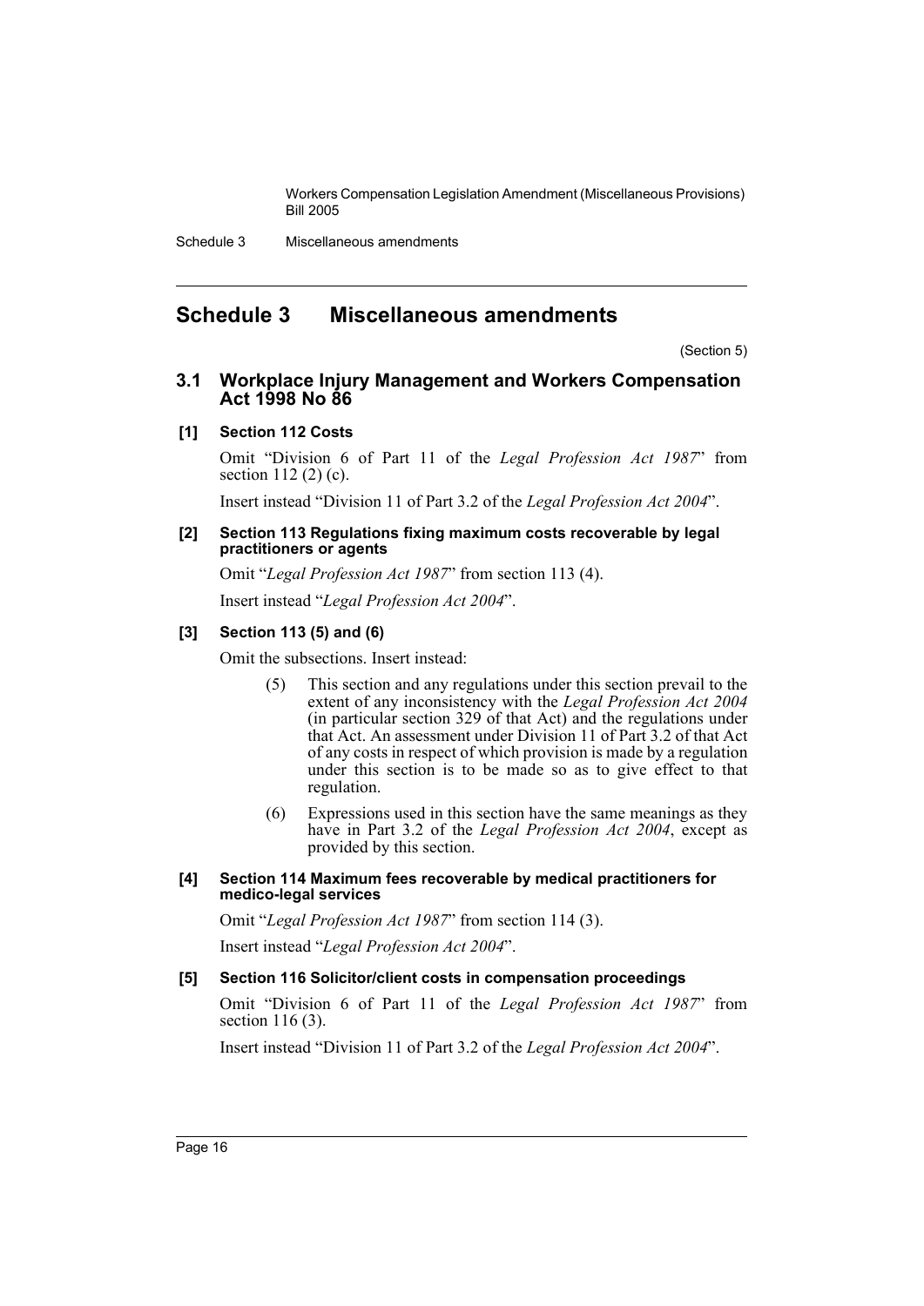# Schedule 3 Miscellaneous amendments

(Section 5)

## 3.1 Workplace Injury Management and Workers Compensation Act 1998 No 86

### [1] Section 112 Costs

Omit "Division 6 of Part 11 of the *Legal Profession Act 1987*" from section 112 (2) (c).

Insert instead "Division 11 of Part 3.2 of the *Legal Profession Act 2004*".

### [2] Section 113 Regulations fixing maximum costs recoverable by legal practitioners or agents

Omit "*Legal Profession Act 1987*" from section 113 (4).

Insert instead "*Legal Profession Act 2004*".

### [3] Section 113 (5) and (6)

Omit the subsections. Insert instead:

> (5) This section and any regulations under this section prevail to the extent of any inconsistency with the *Legal Profession Act 2004* (in particular section 329 of that Act) and the regulations under that Act. An assessment under Division 11 of Part 3.2 of that Act of any costs in respect of which provision is made by a regulation under this section is to be made so as to give effect to that regulation.
>
> (6) Expressions used in this section have the same meanings as they have in Part 3.2 of the *Legal Profession Act 2004*, except as provided by this section.

### [4] Section 114 Maximum fees recoverable by medical practitioners for medico-legal services

Omit "*Legal Profession Act 1987*" from section 114 (3).

Insert instead "*Legal Profession Act 2004*".

### [5] Section 116 Solicitor/client costs in compensation proceedings

Omit "Division 6 of Part 11 of the *Legal Profession Act 1987*" from section 116 (3).

Insert instead "Division 11 of Part 3.2 of the *Legal Profession Act 2004*".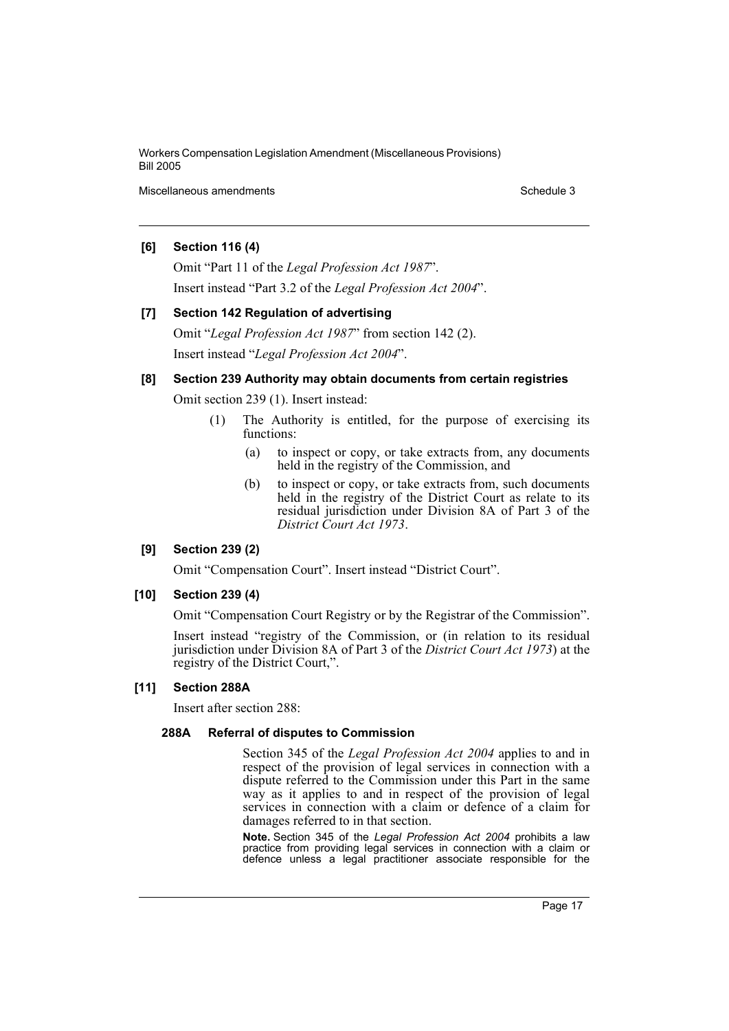### [6] Section 116 (4)

Omit "Part 11 of the *Legal Profession Act 1987*".

Insert instead "Part 3.2 of the *Legal Profession Act 2004*".

### [7] Section 142 Regulation of advertising

Omit "*Legal Profession Act 1987*" from section 142 (2).

Insert instead "*Legal Profession Act 2004*".

### [8] Section 239 Authority may obtain documents from certain registries

Omit section 239 (1). Insert instead:

> (1) The Authority is entitled, for the purpose of exercising its functions:
>
> (a) to inspect or copy, or take extracts from, any documents held in the registry of the Commission, and
>
> (b) to inspect or copy, or take extracts from, such documents held in the registry of the District Court as relate to its residual jurisdiction under Division 8A of Part 3 of the *District Court Act 1973*.

### [9] Section 239 (2)

Omit "Compensation Court". Insert instead "District Court".

### [10] Section 239 (4)

Omit "Compensation Court Registry or by the Registrar of the Commission".

Insert instead "registry of the Commission, or (in relation to its residual jurisdiction under Division 8A of Part 3 of the *District Court Act 1973*) at the registry of the District Court,".

### [11] Section 288A

Insert after section 288:

#### 288A Referral of disputes to Commission

> Section 345 of the *Legal Profession Act 2004* applies to and in respect of the provision of legal services in connection with a dispute referred to the Commission under this Part in the same way as it applies to and in respect of the provision of legal services in connection with a claim or defence of a claim for damages referred to in that section.
>
> **Note.** Section 345 of the *Legal Profession Act 2004* prohibits a law practice from providing legal services in connection with a claim or defence unless a legal practitioner associate responsible for the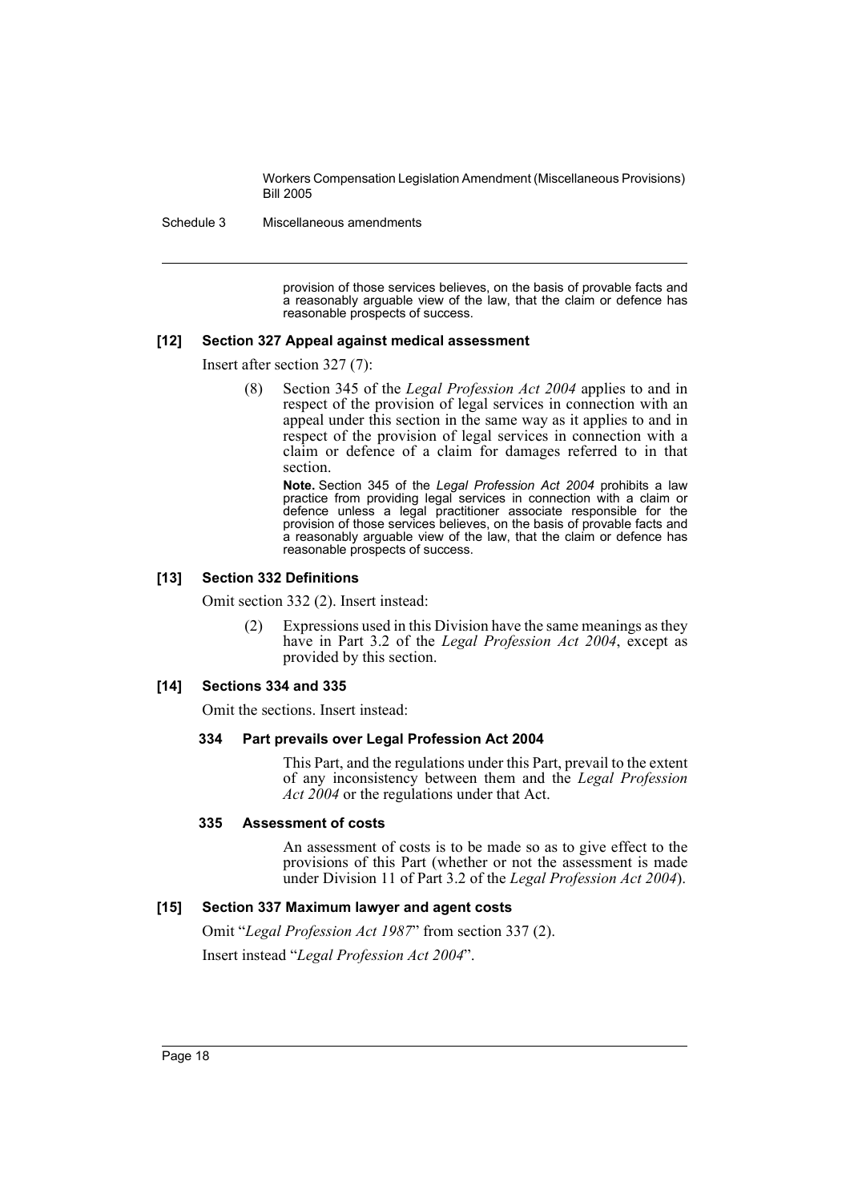provision of those services believes, on the basis of provable facts and a reasonably arguable view of the law, that the claim or defence has reasonable prospects of success.

#### [12] Section 327 Appeal against medical assessment

Insert after section 327 (7):

(8) Section 345 of the *Legal Profession Act 2004* applies to and in respect of the provision of legal services in connection with an appeal under this section in the same way as it applies to and in respect of the provision of legal services in connection with a claim or defence of a claim for damages referred to in that section.

**Note.** Section 345 of the *Legal Profession Act 2004* prohibits a law practice from providing legal services in connection with a claim or defence unless a legal practitioner associate responsible for the provision of those services believes, on the basis of provable facts and a reasonably arguable view of the law, that the claim or defence has reasonable prospects of success.

#### [13] Section 332 Definitions

Omit section 332 (2). Insert instead:

(2) Expressions used in this Division have the same meanings as they have in Part 3.2 of the *Legal Profession Act 2004*, except as provided by this section.

#### [14] Sections 334 and 335

Omit the sections. Insert instead:

**334 Part prevails over Legal Profession Act 2004**

This Part, and the regulations under this Part, prevail to the extent of any inconsistency between them and the *Legal Profession Act 2004* or the regulations under that Act.

**335 Assessment of costs**

An assessment of costs is to be made so as to give effect to the provisions of this Part (whether or not the assessment is made under Division 11 of Part 3.2 of the *Legal Profession Act 2004*).

#### [15] Section 337 Maximum lawyer and agent costs

Omit "*Legal Profession Act 1987*" from section 337 (2).

Insert instead "*Legal Profession Act 2004*".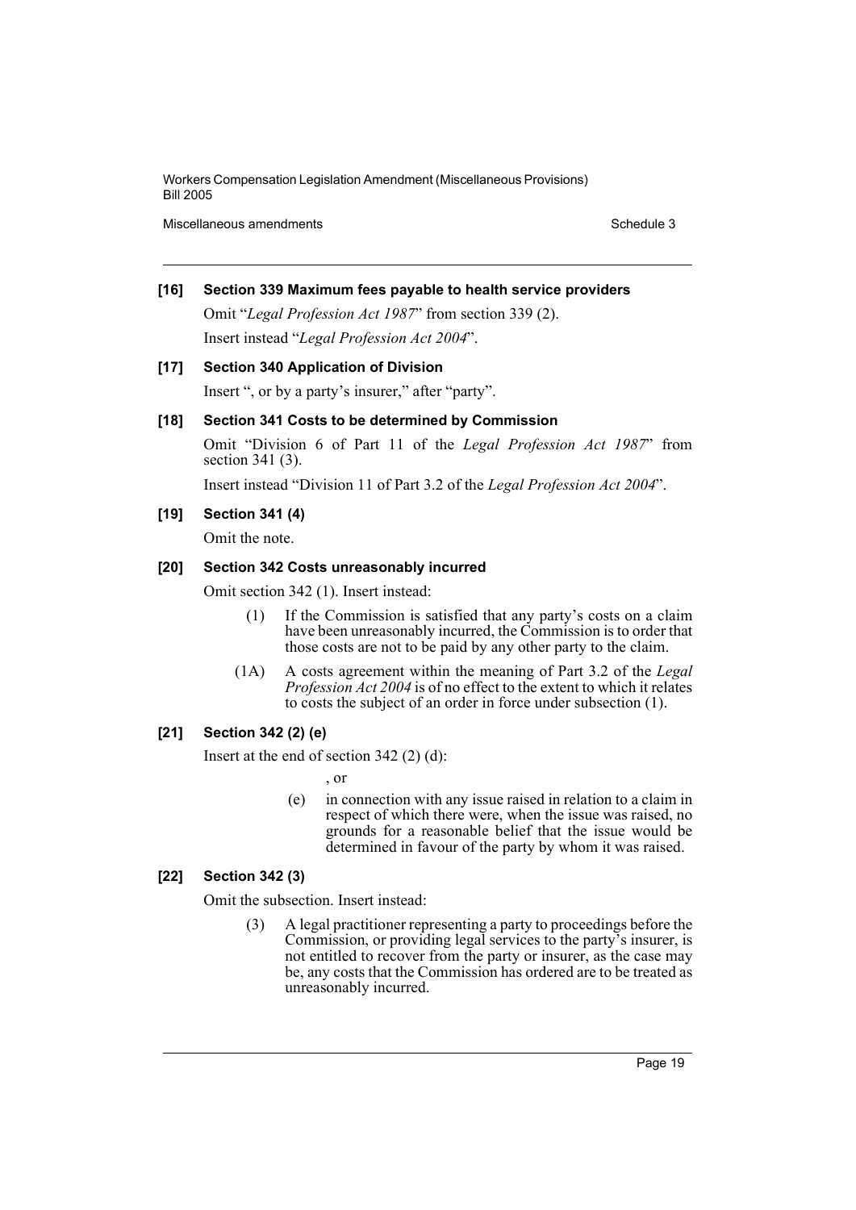**[16] Section 339 Maximum fees payable to health service providers**

Omit "*Legal Profession Act 1987*" from section 339 (2).

Insert instead "*Legal Profession Act 2004*".

**[17] Section 340 Application of Division**

Insert ", or by a party's insurer," after "party".

**[18] Section 341 Costs to be determined by Commission**

Omit "Division 6 of Part 11 of the *Legal Profession Act 1987*" from section 341 (3).

Insert instead "Division 11 of Part 3.2 of the *Legal Profession Act 2004*".

**[19] Section 341 (4)**

Omit the note.

**[20] Section 342 Costs unreasonably incurred**

Omit section 342 (1). Insert instead:

> (1) If the Commission is satisfied that any party's costs on a claim have been unreasonably incurred, the Commission is to order that those costs are not to be paid by any other party to the claim.
>
> (1A) A costs agreement within the meaning of Part 3.2 of the *Legal Profession Act 2004* is of no effect to the extent to which it relates to costs the subject of an order in force under subsection (1).

**[21] Section 342 (2) (e)**

Insert at the end of section 342 (2) (d):

> , or
>
> (e) in connection with any issue raised in relation to a claim in respect of which there were, when the issue was raised, no grounds for a reasonable belief that the issue would be determined in favour of the party by whom it was raised.

**[22] Section 342 (3)**

Omit the subsection. Insert instead:

> (3) A legal practitioner representing a party to proceedings before the Commission, or providing legal services to the party's insurer, is not entitled to recover from the party or insurer, as the case may be, any costs that the Commission has ordered are to be treated as unreasonably incurred.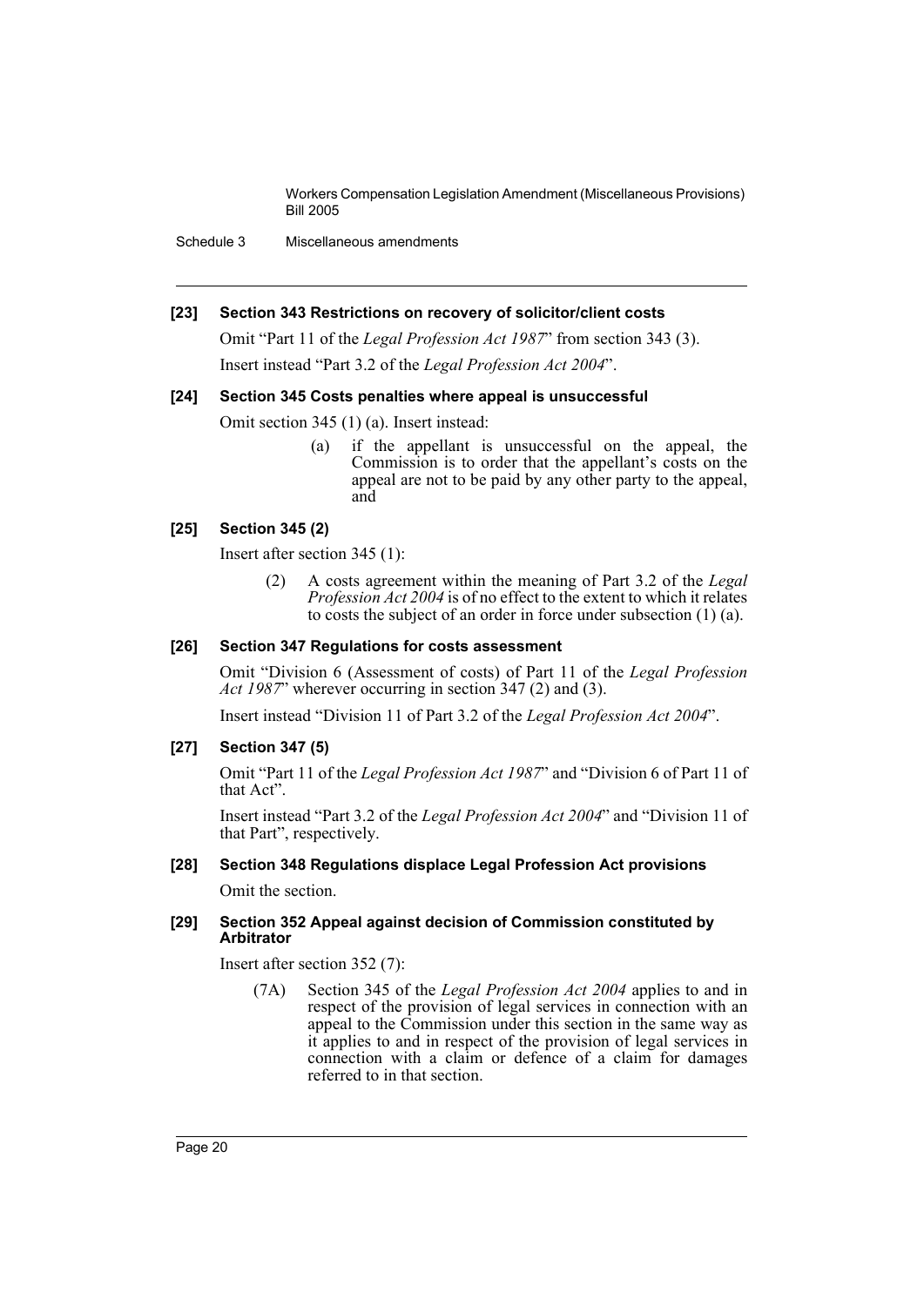**[23] Section 343 Restrictions on recovery of solicitor/client costs**

Omit "Part 11 of the *Legal Profession Act 1987*" from section 343 (3).

Insert instead "Part 3.2 of the *Legal Profession Act 2004*".

**[24] Section 345 Costs penalties where appeal is unsuccessful**

Omit section 345 (1) (a). Insert instead:

> (a) if the appellant is unsuccessful on the appeal, the Commission is to order that the appellant's costs on the appeal are not to be paid by any other party to the appeal, and

**[25] Section 345 (2)**

Insert after section 345 (1):

> (2) A costs agreement within the meaning of Part 3.2 of the *Legal Profession Act 2004* is of no effect to the extent to which it relates to costs the subject of an order in force under subsection (1) (a).

**[26] Section 347 Regulations for costs assessment**

Omit "Division 6 (Assessment of costs) of Part 11 of the *Legal Profession Act 1987*" wherever occurring in section 347 (2) and (3).

Insert instead "Division 11 of Part 3.2 of the *Legal Profession Act 2004*".

**[27] Section 347 (5)**

Omit "Part 11 of the *Legal Profession Act 1987*" and "Division 6 of Part 11 of that Act".

Insert instead "Part 3.2 of the *Legal Profession Act 2004*" and "Division 11 of that Part", respectively.

**[28] Section 348 Regulations displace Legal Profession Act provisions**

Omit the section.

**[29] Section 352 Appeal against decision of Commission constituted by Arbitrator**

Insert after section 352 (7):

> (7A) Section 345 of the *Legal Profession Act 2004* applies to and in respect of the provision of legal services in connection with an appeal to the Commission under this section in the same way as it applies to and in respect of the provision of legal services in connection with a claim or defence of a claim for damages referred to in that section.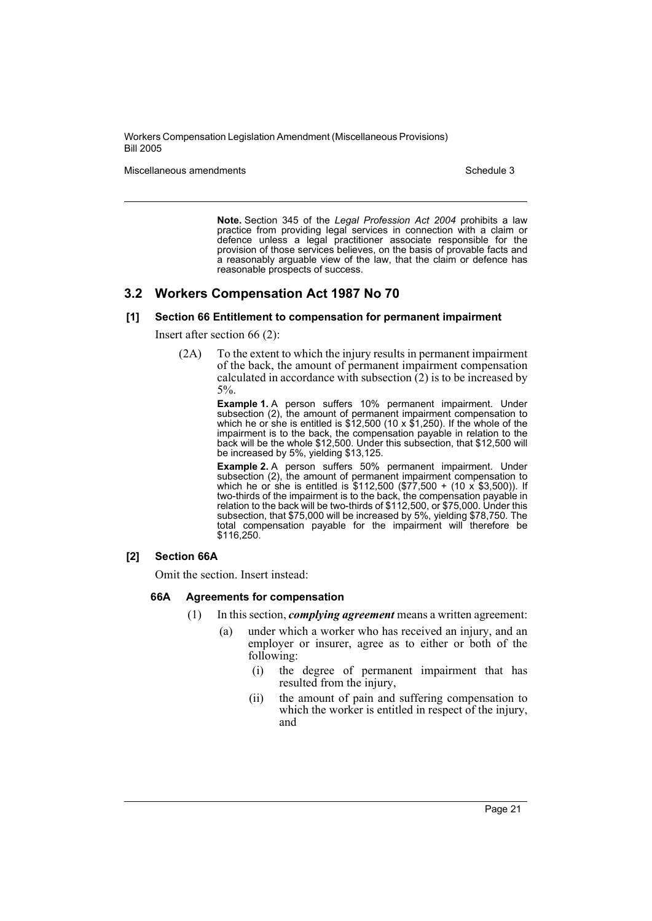**Note.** Section 345 of the *Legal Profession Act 2004* prohibits a law practice from providing legal services in connection with a claim or defence unless a legal practitioner associate responsible for the provision of those services believes, on the basis of provable facts and a reasonably arguable view of the law, that the claim or defence has reasonable prospects of success.

## 3.2 Workers Compensation Act 1987 No 70

### [1] Section 66 Entitlement to compensation for permanent impairment

Insert after section 66 (2):

(2A) To the extent to which the injury results in permanent impairment of the back, the amount of permanent impairment compensation calculated in accordance with subsection (2) is to be increased by 5%.

**Example 1.** A person suffers 10% permanent impairment. Under subsection (2), the amount of permanent impairment compensation to which he or she is entitled is $12,500 (10 x $1,250). If the whole of the impairment is to the back, the compensation payable in relation to the back will be the whole $12,500. Under this subsection, that $12,500 will be increased by 5%, yielding $13,125.

**Example 2.** A person suffers 50% permanent impairment. Under subsection (2), the amount of permanent impairment compensation to which he or she is entitled is $112,500 ($77,500 + (10 x $3,500)). If two-thirds of the impairment is to the back, the compensation payable in relation to the back will be two-thirds of $112,500, or $75,000. Under this subsection, that $75,000 will be increased by 5%, yielding $78,750. The total compensation payable for the impairment will therefore be $116,250.

### [2] Section 66A

Omit the section. Insert instead:

#### 66A Agreements for compensation

(1) In this section, ***complying agreement*** means a written agreement:

(a) under which a worker who has received an injury, and an employer or insurer, agree as to either or both of the following:

(i) the degree of permanent impairment that has resulted from the injury,

(ii) the amount of pain and suffering compensation to which the worker is entitled in respect of the injury, and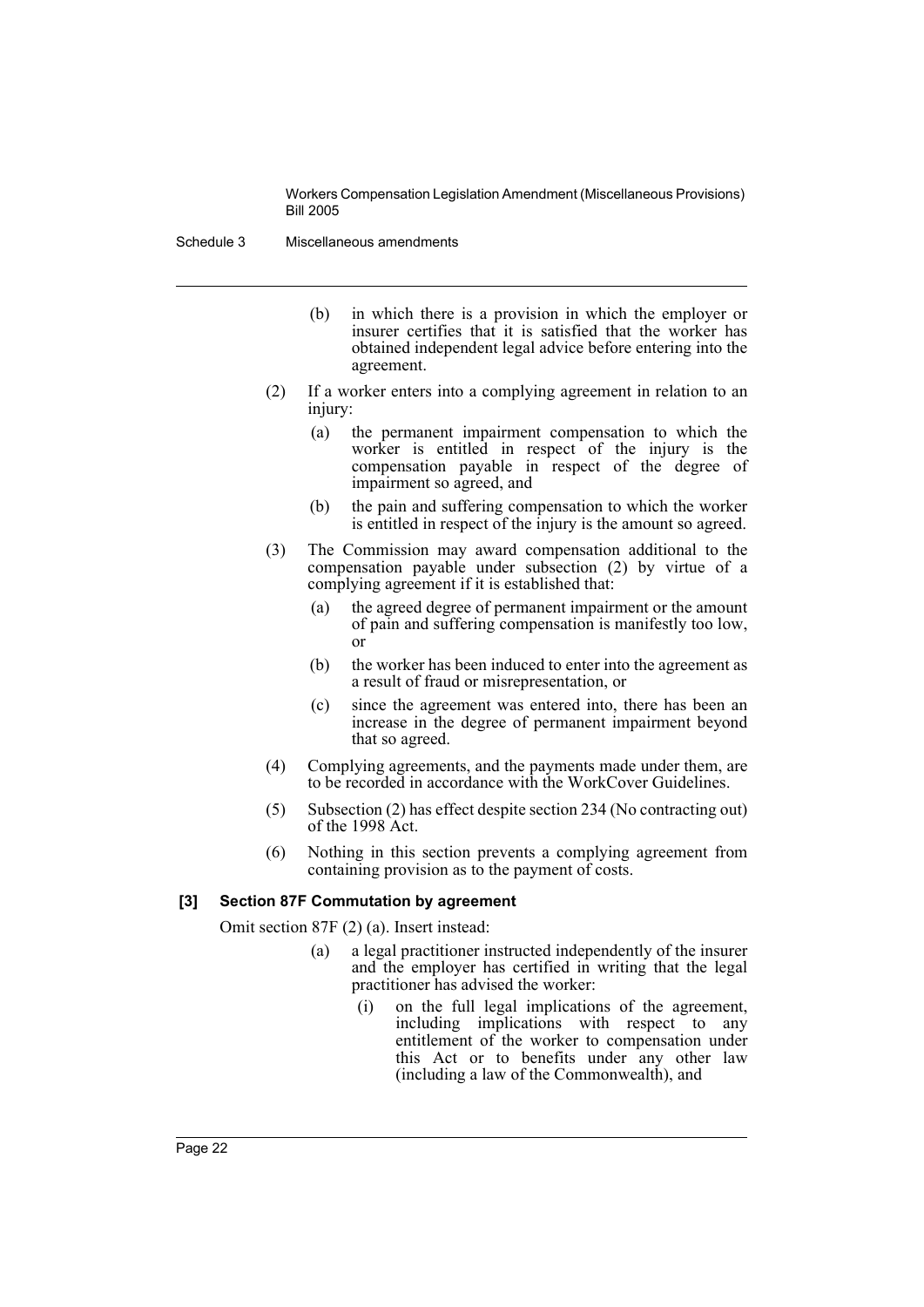(b) in which there is a provision in which the employer or insurer certifies that it is satisfied that the worker has obtained independent legal advice before entering into the agreement.

(2) If a worker enters into a complying agreement in relation to an injury:

(a) the permanent impairment compensation to which the worker is entitled in respect of the injury is the compensation payable in respect of the degree of impairment so agreed, and

(b) the pain and suffering compensation to which the worker is entitled in respect of the injury is the amount so agreed.

(3) The Commission may award compensation additional to the compensation payable under subsection (2) by virtue of a complying agreement if it is established that:

(a) the agreed degree of permanent impairment or the amount of pain and suffering compensation is manifestly too low, or

(b) the worker has been induced to enter into the agreement as a result of fraud or misrepresentation, or

(c) since the agreement was entered into, there has been an increase in the degree of permanent impairment beyond that so agreed.

(4) Complying agreements, and the payments made under them, are to be recorded in accordance with the WorkCover Guidelines.

(5) Subsection (2) has effect despite section 234 (No contracting out) of the 1998 Act.

(6) Nothing in this section prevents a complying agreement from containing provision as to the payment of costs.

**[3] Section 87F Commutation by agreement**

Omit section 87F (2) (a). Insert instead:

(a) a legal practitioner instructed independently of the insurer and the employer has certified in writing that the legal practitioner has advised the worker:

(i) on the full legal implications of the agreement, including implications with respect to any entitlement of the worker to compensation under this Act or to benefits under any other law (including a law of the Commonwealth), and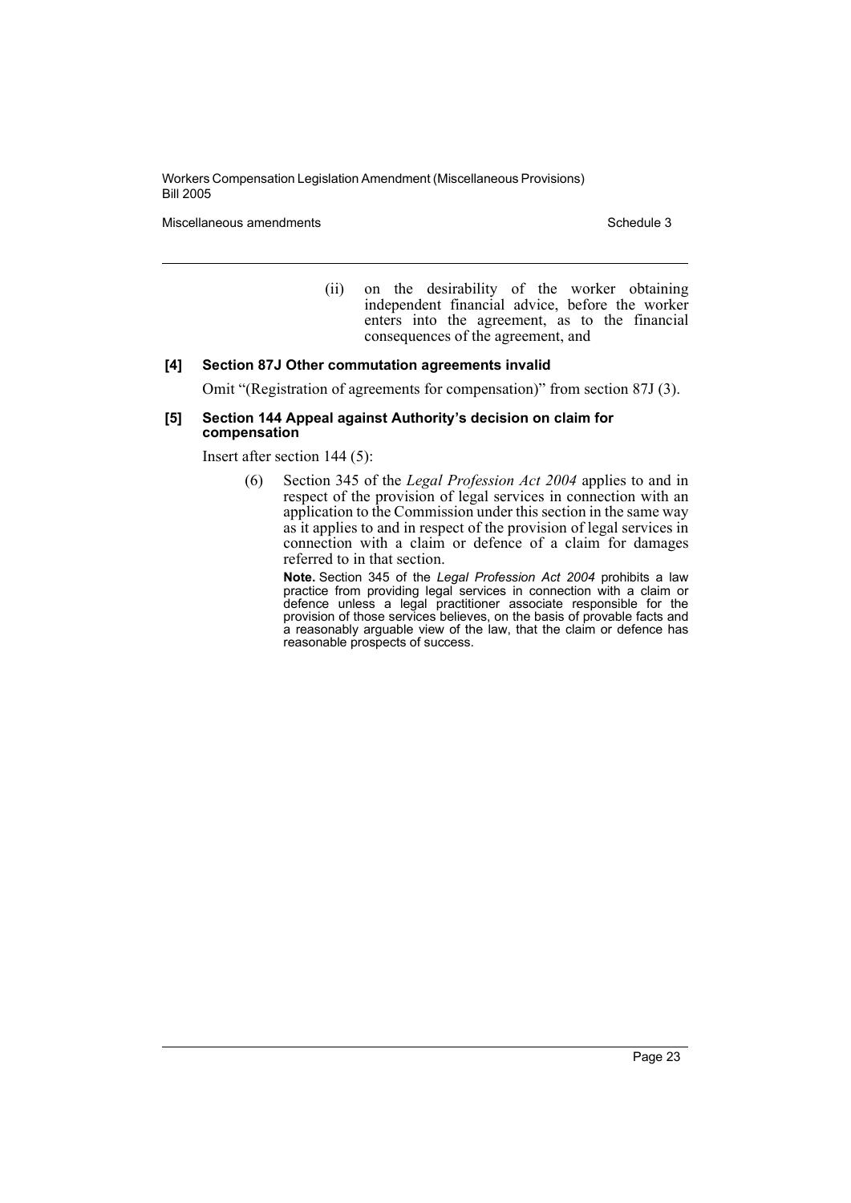(ii) on the desirability of the worker obtaining independent financial advice, before the worker enters into the agreement, as to the financial consequences of the agreement, and

#### [4] Section 87J Other commutation agreements invalid

Omit "(Registration of agreements for compensation)" from section 87J (3).

#### [5] Section 144 Appeal against Authority's decision on claim for compensation

Insert after section 144 (5):

(6) Section 345 of the *Legal Profession Act 2004* applies to and in respect of the provision of legal services in connection with an application to the Commission under this section in the same way as it applies to and in respect of the provision of legal services in connection with a claim or defence of a claim for damages referred to in that section.

**Note.** Section 345 of the *Legal Profession Act 2004* prohibits a law practice from providing legal services in connection with a claim or defence unless a legal practitioner associate responsible for the provision of those services believes, on the basis of provable facts and a reasonably arguable view of the law, that the claim or defence has reasonable prospects of success.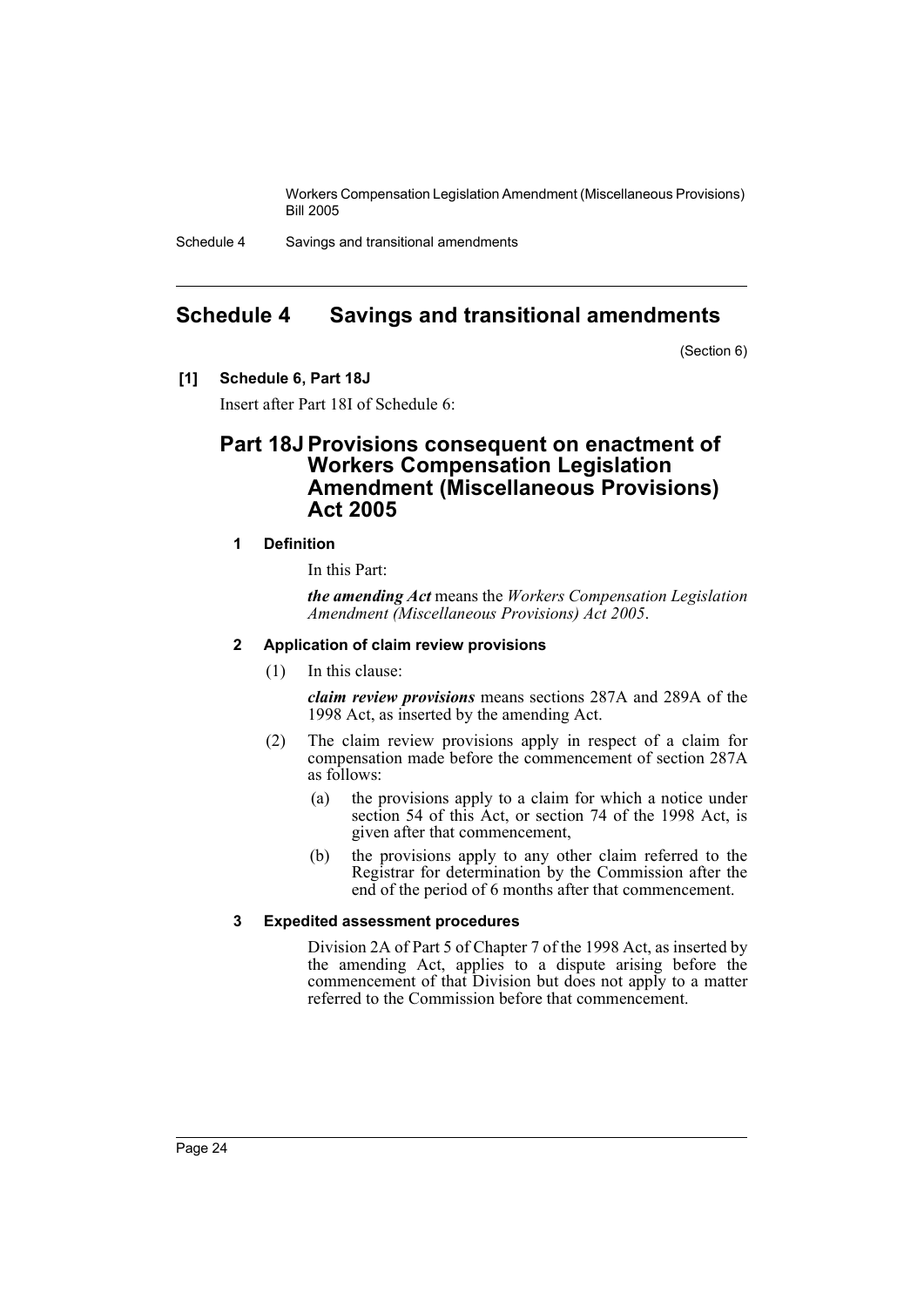# Schedule 4 Savings and transitional amendments

(Section 6)

**[1] Schedule 6, Part 18J**

Insert after Part 18I of Schedule 6:

## Part 18J Provisions consequent on enactment of Workers Compensation Legislation Amendment (Miscellaneous Provisions) Act 2005

### 1 Definition

In this Part:

***the amending Act*** means the *Workers Compensation Legislation Amendment (Miscellaneous Provisions) Act 2005*.

### 2 Application of claim review provisions

(1) In this clause:

***claim review provisions*** means sections 287A and 289A of the 1998 Act, as inserted by the amending Act.

(2) The claim review provisions apply in respect of a claim for compensation made before the commencement of section 287A as follows:

(a) the provisions apply to a claim for which a notice under section 54 of this Act, or section 74 of the 1998 Act, is given after that commencement,

(b) the provisions apply to any other claim referred to the Registrar for determination by the Commission after the end of the period of 6 months after that commencement.

### 3 Expedited assessment procedures

Division 2A of Part 5 of Chapter 7 of the 1998 Act, as inserted by the amending Act, applies to a dispute arising before the commencement of that Division but does not apply to a matter referred to the Commission before that commencement.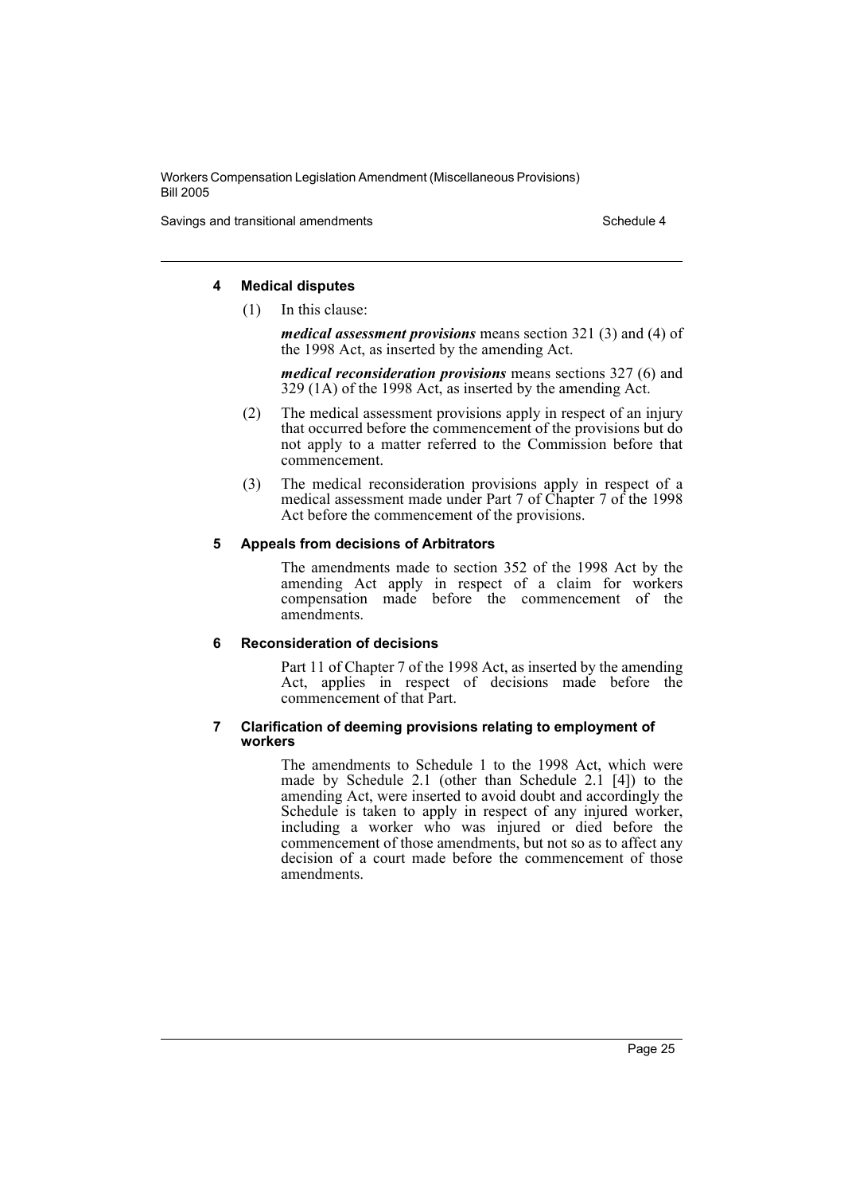#### 4 Medical disputes

(1) In this clause:

***medical assessment provisions*** means section 321 (3) and (4) of the 1998 Act, as inserted by the amending Act.

***medical reconsideration provisions*** means sections 327 (6) and 329 (1A) of the 1998 Act, as inserted by the amending Act.

(2) The medical assessment provisions apply in respect of an injury that occurred before the commencement of the provisions but do not apply to a matter referred to the Commission before that commencement.

(3) The medical reconsideration provisions apply in respect of a medical assessment made under Part 7 of Chapter 7 of the 1998 Act before the commencement of the provisions.

#### 5 Appeals from decisions of Arbitrators

The amendments made to section 352 of the 1998 Act by the amending Act apply in respect of a claim for workers compensation made before the commencement of the amendments.

#### 6 Reconsideration of decisions

Part 11 of Chapter 7 of the 1998 Act, as inserted by the amending Act, applies in respect of decisions made before the commencement of that Part.

#### 7 Clarification of deeming provisions relating to employment of workers

The amendments to Schedule 1 to the 1998 Act, which were made by Schedule 2.1 (other than Schedule 2.1 [4]) to the amending Act, were inserted to avoid doubt and accordingly the Schedule is taken to apply in respect of any injured worker, including a worker who was injured or died before the commencement of those amendments, but not so as to affect any decision of a court made before the commencement of those amendments.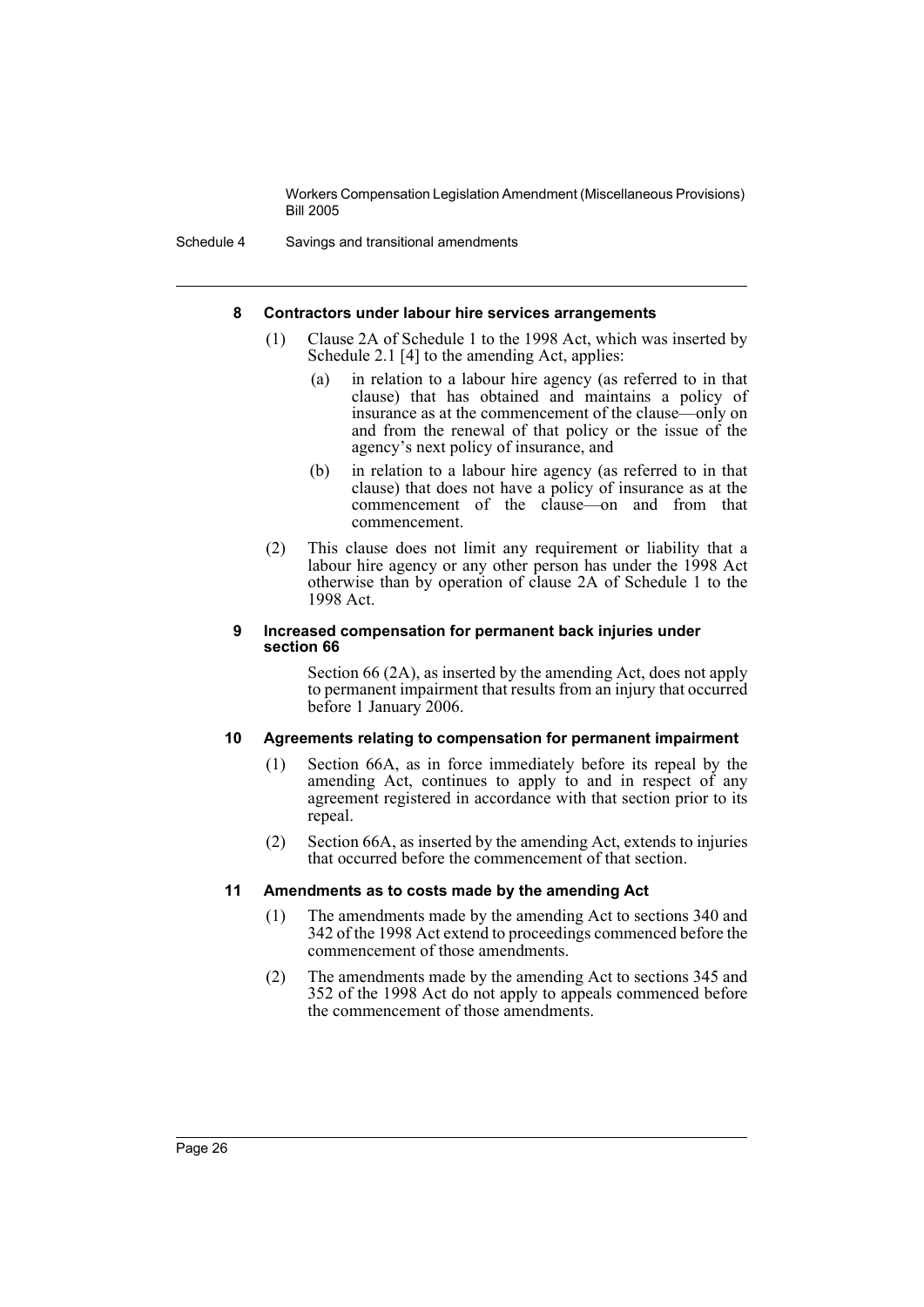### 8 Contractors under labour hire services arrangements

(1) Clause 2A of Schedule 1 to the 1998 Act, which was inserted by Schedule 2.1 [4] to the amending Act, applies:

(a) in relation to a labour hire agency (as referred to in that clause) that has obtained and maintains a policy of insurance as at the commencement of the clause—only on and from the renewal of that policy or the issue of the agency's next policy of insurance, and

(b) in relation to a labour hire agency (as referred to in that clause) that does not have a policy of insurance as at the commencement of the clause—on and from that commencement.

(2) This clause does not limit any requirement or liability that a labour hire agency or any other person has under the 1998 Act otherwise than by operation of clause 2A of Schedule 1 to the 1998 Act.

### 9 Increased compensation for permanent back injuries under section 66

Section 66 (2A), as inserted by the amending Act, does not apply to permanent impairment that results from an injury that occurred before 1 January 2006.

### 10 Agreements relating to compensation for permanent impairment

(1) Section 66A, as in force immediately before its repeal by the amending Act, continues to apply to and in respect of any agreement registered in accordance with that section prior to its repeal.

(2) Section 66A, as inserted by the amending Act, extends to injuries that occurred before the commencement of that section.

### 11 Amendments as to costs made by the amending Act

(1) The amendments made by the amending Act to sections 340 and 342 of the 1998 Act extend to proceedings commenced before the commencement of those amendments.

(2) The amendments made by the amending Act to sections 345 and 352 of the 1998 Act do not apply to appeals commenced before the commencement of those amendments.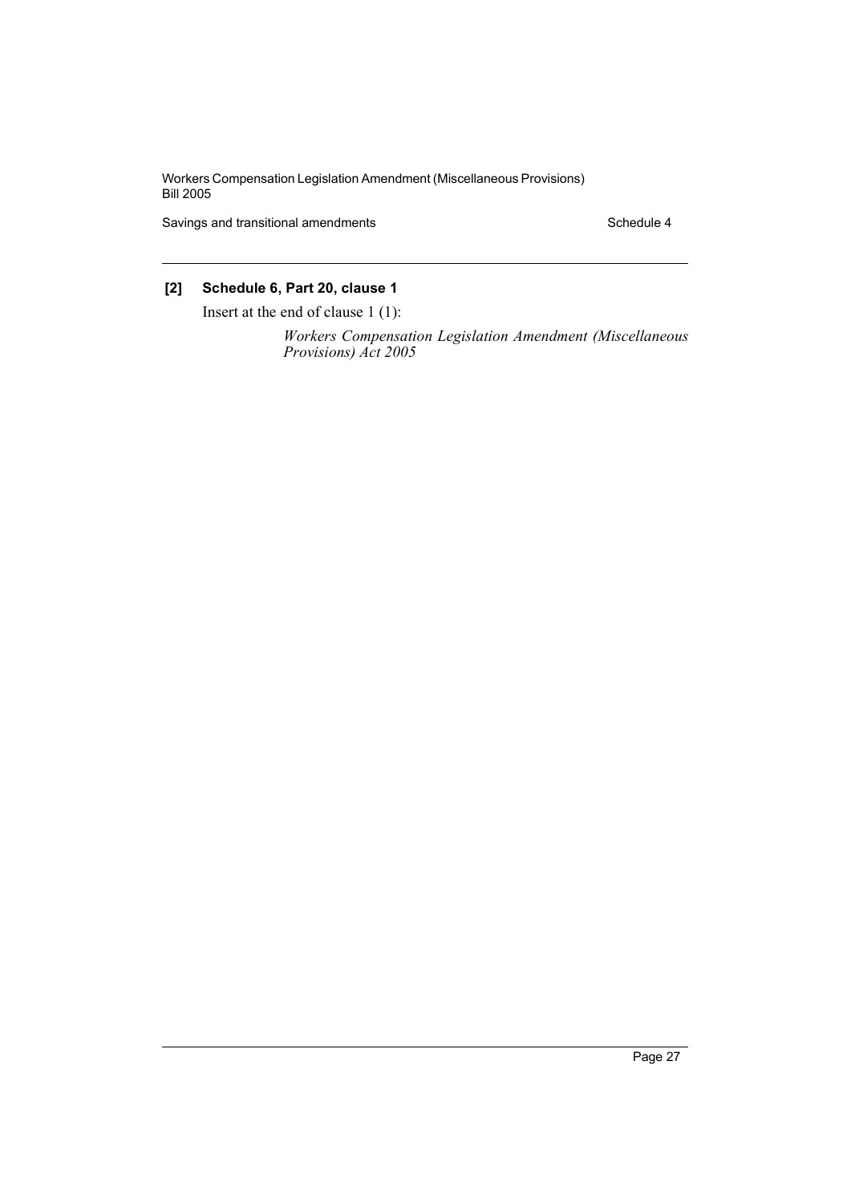**[2] Schedule 6, Part 20, clause 1**

Insert at the end of clause 1 (1):

*Workers Compensation Legislation Amendment (Miscellaneous Provisions) Act 2005*